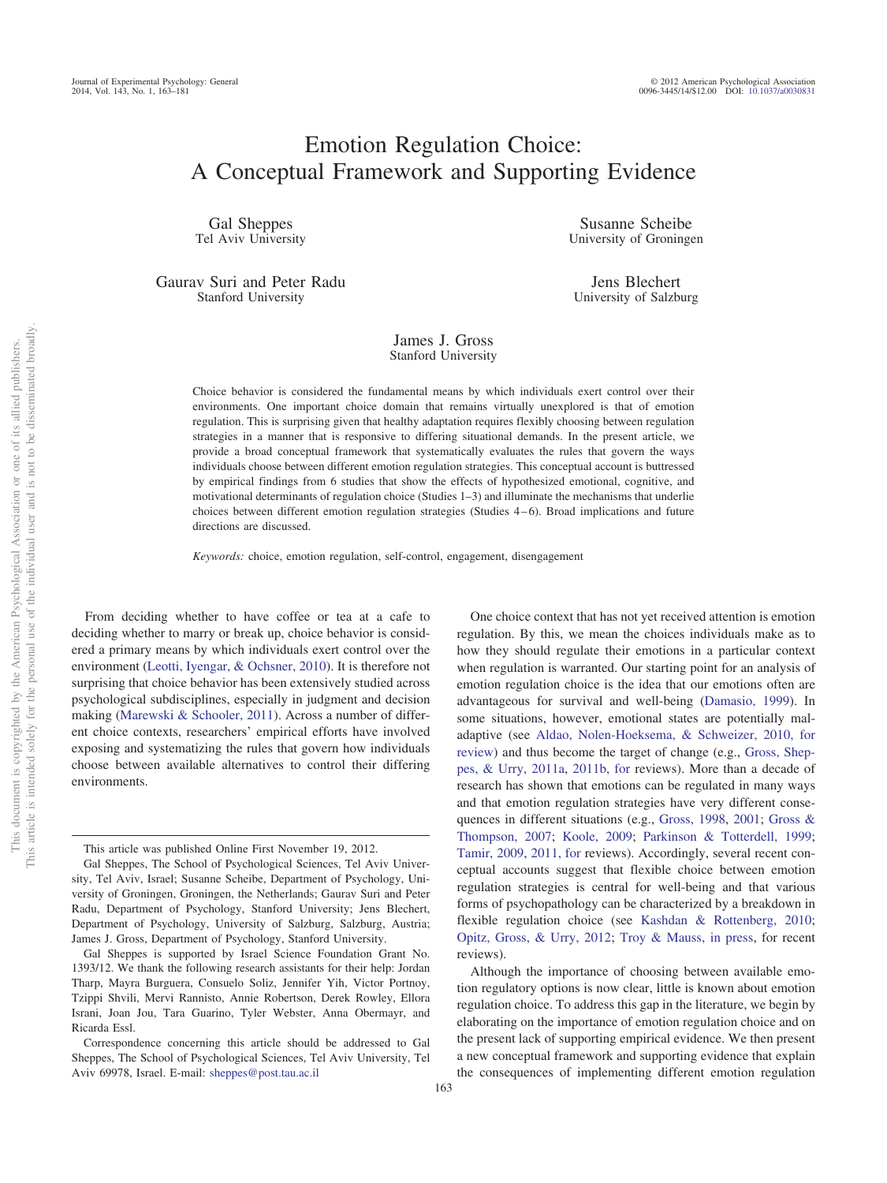# Emotion Regulation Choice: A Conceptual Framework and Supporting Evidence

Gal Sheppes
Tel Aviv University

Susanne Scheibe
University of Groningen

Gaurav Suri and Peter Radu
Stanford University

Jens Blechert
University of Salzburg

James J. Gross
Stanford University

Choice behavior is considered the fundamental means by which individuals exert control over their environments. One important choice domain that remains virtually unexplored is that of emotion regulation. This is surprising given that healthy adaptation requires flexibly choosing between regulation strategies in a manner that is responsive to differing situational demands. In the present article, we provide a broad conceptual framework that systematically evaluates the rules that govern the ways individuals choose between different emotion regulation strategies. This conceptual account is buttressed by empirical findings from 6 studies that show the effects of hypothesized emotional, cognitive, and motivational determinants of regulation choice (Studies 1–3) and illuminate the mechanisms that underlie choices between different emotion regulation strategies (Studies 4–6). Broad implications and future directions are discussed.

*Keywords:* choice, emotion regulation, self-control, engagement, disengagement

From deciding whether to have coffee or tea at a cafe to deciding whether to marry or break up, choice behavior is considered a primary means by which individuals exert control over the environment (Leotti, Iyengar, & Ochsner, 2010). It is therefore not surprising that choice behavior has been extensively studied across psychological subdisciplines, especially in judgment and decision making (Marewski & Schooler, 2011). Across a number of different choice contexts, researchers' empirical efforts have involved exposing and systematizing the rules that govern how individuals choose between available alternatives to control their differing environments.

One choice context that has not yet received attention is emotion regulation. By this, we mean the choices individuals make as to how they should regulate their emotions in a particular context when regulation is warranted. Our starting point for an analysis of emotion regulation choice is the idea that our emotions often are advantageous for survival and well-being (Damasio, 1999). In some situations, however, emotional states are potentially maladaptive (see Aldao, Nolen-Hoeksema, & Schweizer, 2010, for review) and thus become the target of change (e.g., Gross, Sheppes, & Urry, 2011a, 2011b, for reviews). More than a decade of research has shown that emotions can be regulated in many ways and that emotion regulation strategies have very different consequences in different situations (e.g., Gross, 1998, 2001; Gross & Thompson, 2007; Koole, 2009; Parkinson & Totterdell, 1999; Tamir, 2009, 2011, for reviews). Accordingly, several recent conceptual accounts suggest that flexible choice between emotion regulation strategies is central for well-being and that various forms of psychopathology can be characterized by a breakdown in flexible regulation choice (see Kashdan & Rottenberg, 2010; Opitz, Gross, & Urry, 2012; Troy & Mauss, in press, for recent reviews).

Although the importance of choosing between available emotion regulatory options is now clear, little is known about emotion regulation choice. To address this gap in the literature, we begin by elaborating on the importance of emotion regulation choice and on the present lack of supporting empirical evidence. We then present a new conceptual framework and supporting evidence that explain the consequences of implementing different emotion regulation

---

This article was published Online First November 19, 2012.

Gal Sheppes, The School of Psychological Sciences, Tel Aviv University, Tel Aviv, Israel; Susanne Scheibe, Department of Psychology, University of Groningen, Groningen, the Netherlands; Gaurav Suri and Peter Radu, Department of Psychology, Stanford University; Jens Blechert, Department of Psychology, University of Salzburg, Salzburg, Austria; James J. Gross, Department of Psychology, Stanford University.

Gal Sheppes is supported by Israel Science Foundation Grant No. 1393/12. We thank the following research assistants for their help: Jordan Tharp, Mayra Burguera, Consuelo Soliz, Jennifer Yih, Victor Portnoy, Tzippi Shvili, Mervi Rannisto, Annie Robertson, Derek Rowley, Ellora Israni, Joan Jou, Tara Guarino, Tyler Webster, Anna Obermayr, and Ricarda Essl.

Correspondence concerning this article should be addressed to Gal Sheppes, The School of Psychological Sciences, Tel Aviv University, Tel Aviv 69978, Israel. E-mail: sheppes@post.tau.ac.il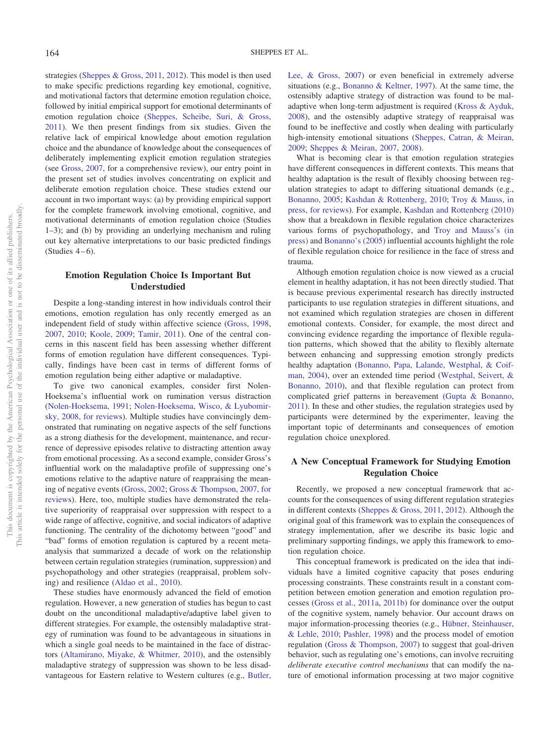strategies (Sheppes & Gross, 2011, 2012). This model is then used to make specific predictions regarding key emotional, cognitive, and motivational factors that determine emotion regulation choice, followed by initial empirical support for emotional determinants of emotion regulation choice (Sheppes, Scheibe, Suri, & Gross, 2011). We then present findings from six studies. Given the relative lack of empirical knowledge about emotion regulation choice and the abundance of knowledge about the consequences of deliberately implementing explicit emotion regulation strategies (see Gross, 2007, for a comprehensive review), our entry point in the present set of studies involves concentrating on explicit and deliberate emotion regulation choice. These studies extend our account in two important ways: (a) by providing empirical support for the complete framework involving emotional, cognitive, and motivational determinants of emotion regulation choice (Studies 1–3); and (b) by providing an underlying mechanism and ruling out key alternative interpretations to our basic predicted findings (Studies 4–6).

## Emotion Regulation Choice Is Important But Understudied

Despite a long-standing interest in how individuals control their emotions, emotion regulation has only recently emerged as an independent field of study within affective science (Gross, 1998, 2007, 2010; Koole, 2009; Tamir, 2011). One of the central concerns in this nascent field has been assessing whether different forms of emotion regulation have different consequences. Typically, findings have been cast in terms of different forms of emotion regulation being either adaptive or maladaptive.

To give two canonical examples, consider first Nolen-Hoeksema's influential work on rumination versus distraction (Nolen-Hoeksema, 1991; Nolen-Hoeksema, Wisco, & Lyubomirsky, 2008, for reviews). Multiple studies have convincingly demonstrated that ruminating on negative aspects of the self functions as a strong diathesis for the development, maintenance, and recurrence of depressive episodes relative to distracting attention away from emotional processing. As a second example, consider Gross's influential work on the maladaptive profile of suppressing one's emotions relative to the adaptive nature of reappraising the meaning of negative events (Gross, 2002; Gross & Thompson, 2007, for reviews). Here, too, multiple studies have demonstrated the relative superiority of reappraisal over suppression with respect to a wide range of affective, cognitive, and social indicators of adaptive functioning. The centrality of the dichotomy between "good" and "bad" forms of emotion regulation is captured by a recent meta-analysis that summarized a decade of work on the relationship between certain regulation strategies (rumination, suppression) and psychopathology and other strategies (reappraisal, problem solving) and resilience (Aldao et al., 2010).

These studies have enormously advanced the field of emotion regulation. However, a new generation of studies has begun to cast doubt on the unconditional maladaptive/adaptive label given to different strategies. For example, the ostensibly maladaptive strategy of rumination was found to be advantageous in situations in which a single goal needs to be maintained in the face of distractors (Altamirano, Miyake, & Whitmer, 2010), and the ostensibly maladaptive strategy of suppression was shown to be less disadvantageous for Eastern relative to Western cultures (e.g., Butler, Lee, & Gross, 2007) or even beneficial in extremely adverse situations (e.g., Bonanno & Keltner, 1997). At the same time, the ostensibly adaptive strategy of distraction was found to be maladaptive when long-term adjustment is required (Kross & Ayduk, 2008), and the ostensibly adaptive strategy of reappraisal was found to be ineffective and costly when dealing with particularly high-intensity emotional situations (Sheppes, Catran, & Meiran, 2009; Sheppes & Meiran, 2007, 2008).

What is becoming clear is that emotion regulation strategies have different consequences in different contexts. This means that healthy adaptation is the result of flexibly choosing between regulation strategies to adapt to differing situational demands (e.g., Bonanno, 2005; Kashdan & Rottenberg, 2010; Troy & Mauss, in press, for reviews). For example, Kashdan and Rottenberg (2010) show that a breakdown in flexible regulation choice characterizes various forms of psychopathology, and Troy and Mauss's (in press) and Bonanno's (2005) influential accounts highlight the role of flexible regulation choice for resilience in the face of stress and trauma.

Although emotion regulation choice is now viewed as a crucial element in healthy adaptation, it has not been directly studied. That is because previous experimental research has directly instructed participants to use regulation strategies in different situations, and not examined which regulation strategies are chosen in different emotional contexts. Consider, for example, the most direct and convincing evidence regarding the importance of flexible regulation patterns, which showed that the ability to flexibly alternate between enhancing and suppressing emotion strongly predicts healthy adaptation (Bonanno, Papa, Lalande, Westphal, & Coifman, 2004), over an extended time period (Westphal, Seivert, & Bonanno, 2010), and that flexible regulation can protect from complicated grief patterns in bereavement (Gupta & Bonanno, 2011). In these and other studies, the regulation strategies used by participants were determined by the experimenter, leaving the important topic of determinants and consequences of emotion regulation choice unexplored.

## A New Conceptual Framework for Studying Emotion Regulation Choice

Recently, we proposed a new conceptual framework that accounts for the consequences of using different regulation strategies in different contexts (Sheppes & Gross, 2011, 2012). Although the original goal of this framework was to explain the consequences of strategy implementation, after we describe its basic logic and preliminary supporting findings, we apply this framework to emotion regulation choice.

This conceptual framework is predicated on the idea that individuals have a limited cognitive capacity that poses enduring processing constraints. These constraints result in a constant competition between emotion generation and emotion regulation processes (Gross et al., 2011a, 2011b) for dominance over the output of the cognitive system, namely behavior. Our account draws on major information-processing theories (e.g., Hübner, Steinhauser, & Lehle, 2010; Pashler, 1998) and the process model of emotion regulation (Gross & Thompson, 2007) to suggest that goal-driven behavior, such as regulating one's emotions, can involve recruiting *deliberate executive control mechanisms* that can modify the nature of emotional information processing at two major cognitive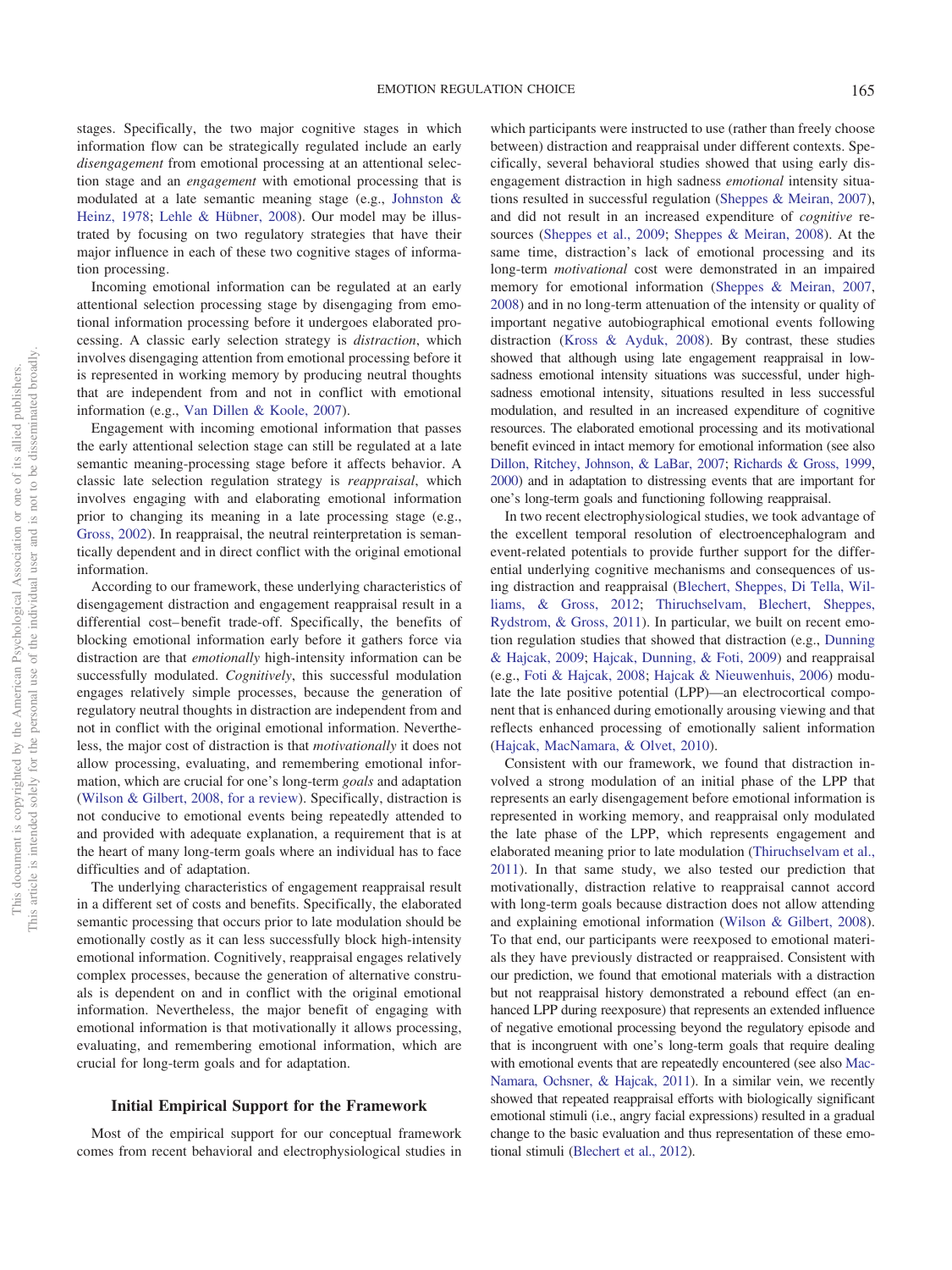stages. Specifically, the two major cognitive stages in which information flow can be strategically regulated include an early *disengagement* from emotional processing at an attentional selection stage and an *engagement* with emotional processing that is modulated at a late semantic meaning stage (e.g., Johnston & Heinz, 1978; Lehle & Hübner, 2008). Our model may be illustrated by focusing on two regulatory strategies that have their major influence in each of these two cognitive stages of information processing.

Incoming emotional information can be regulated at an early attentional selection processing stage by disengaging from emotional information processing before it undergoes elaborated processing. A classic early selection strategy is *distraction*, which involves disengaging attention from emotional processing before it is represented in working memory by producing neutral thoughts that are independent from and not in conflict with emotional information (e.g., Van Dillen & Koole, 2007).

Engagement with incoming emotional information that passes the early attentional selection stage can still be regulated at a late semantic meaning-processing stage before it affects behavior. A classic late selection regulation strategy is *reappraisal*, which involves engaging with and elaborating emotional information prior to changing its meaning in a late processing stage (e.g., Gross, 2002). In reappraisal, the neutral reinterpretation is semantically dependent and in direct conflict with the original emotional information.

According to our framework, these underlying characteristics of disengagement distraction and engagement reappraisal result in a differential cost–benefit trade-off. Specifically, the benefits of blocking emotional information early before it gathers force via distraction are that *emotionally* high-intensity information can be successfully modulated. *Cognitively*, this successful modulation engages relatively simple processes, because the generation of regulatory neutral thoughts in distraction are independent from and not in conflict with the original emotional information. Nevertheless, the major cost of distraction is that *motivationally* it does not allow processing, evaluating, and remembering emotional information, which are crucial for one's long-term *goals* and adaptation (Wilson & Gilbert, 2008, for a review). Specifically, distraction is not conducive to emotional events being repeatedly attended to and provided with adequate explanation, a requirement that is at the heart of many long-term goals where an individual has to face difficulties and of adaptation.

The underlying characteristics of engagement reappraisal result in a different set of costs and benefits. Specifically, the elaborated semantic processing that occurs prior to late modulation should be emotionally costly as it can less successfully block high-intensity emotional information. Cognitively, reappraisal engages relatively complex processes, because the generation of alternative construals is dependent on and in conflict with the original emotional information. Nevertheless, the major benefit of engaging with emotional information is that motivationally it allows processing, evaluating, and remembering emotional information, which are crucial for long-term goals and for adaptation.

## Initial Empirical Support for the Framework

Most of the empirical support for our conceptual framework comes from recent behavioral and electrophysiological studies in which participants were instructed to use (rather than freely choose between) distraction and reappraisal under different contexts. Specifically, several behavioral studies showed that using early disengagement distraction in high sadness *emotional* intensity situations resulted in successful regulation (Sheppes & Meiran, 2007), and did not result in an increased expenditure of *cognitive* resources (Sheppes et al., 2009; Sheppes & Meiran, 2008). At the same time, distraction's lack of emotional processing and its long-term *motivational* cost were demonstrated in an impaired memory for emotional information (Sheppes & Meiran, 2007, 2008) and in no long-term attenuation of the intensity or quality of important negative autobiographical emotional events following distraction (Kross & Ayduk, 2008). By contrast, these studies showed that although using late engagement reappraisal in low-sadness emotional intensity situations was successful, under high-sadness emotional intensity, situations resulted in less successful modulation, and resulted in an increased expenditure of cognitive resources. The elaborated emotional processing and its motivational benefit evinced in intact memory for emotional information (see also Dillon, Ritchey, Johnson, & LaBar, 2007; Richards & Gross, 1999, 2000) and in adaptation to distressing events that are important for one's long-term goals and functioning following reappraisal.

In two recent electrophysiological studies, we took advantage of the excellent temporal resolution of electroencephalogram and event-related potentials to provide further support for the differential underlying cognitive mechanisms and consequences of using distraction and reappraisal (Blechert, Sheppes, Di Tella, Williams, & Gross, 2012; Thiruchselvam, Blechert, Sheppes, Rydstrom, & Gross, 2011). In particular, we built on recent emotion regulation studies that showed that distraction (e.g., Dunning & Hajcak, 2009; Hajcak, Dunning, & Foti, 2009) and reappraisal (e.g., Foti & Hajcak, 2008; Hajcak & Nieuwenhuis, 2006) modulate the late positive potential (LPP)—an electrocortical component that is enhanced during emotionally arousing viewing and that reflects enhanced processing of emotionally salient information (Hajcak, MacNamara, & Olvet, 2010).

Consistent with our framework, we found that distraction involved a strong modulation of an initial phase of the LPP that represents an early disengagement before emotional information is represented in working memory, and reappraisal only modulated the late phase of the LPP, which represents engagement and elaborated meaning prior to late modulation (Thiruchselvam et al., 2011). In that same study, we also tested our prediction that motivationally, distraction relative to reappraisal cannot accord with long-term goals because distraction does not allow attending and explaining emotional information (Wilson & Gilbert, 2008). To that end, our participants were reexposed to emotional materials they have previously distracted or reappraised. Consistent with our prediction, we found that emotional materials with a distraction but not reappraisal history demonstrated a rebound effect (an enhanced LPP during reexposure) that represents an extended influence of negative emotional processing beyond the regulatory episode and that is incongruent with one's long-term goals that require dealing with emotional events that are repeatedly encountered (see also MacNamara, Ochsner, & Hajcak, 2011). In a similar vein, we recently showed that repeated reappraisal efforts with biologically significant emotional stimuli (i.e., angry facial expressions) resulted in a gradual change to the basic evaluation and thus representation of these emotional stimuli (Blechert et al., 2012).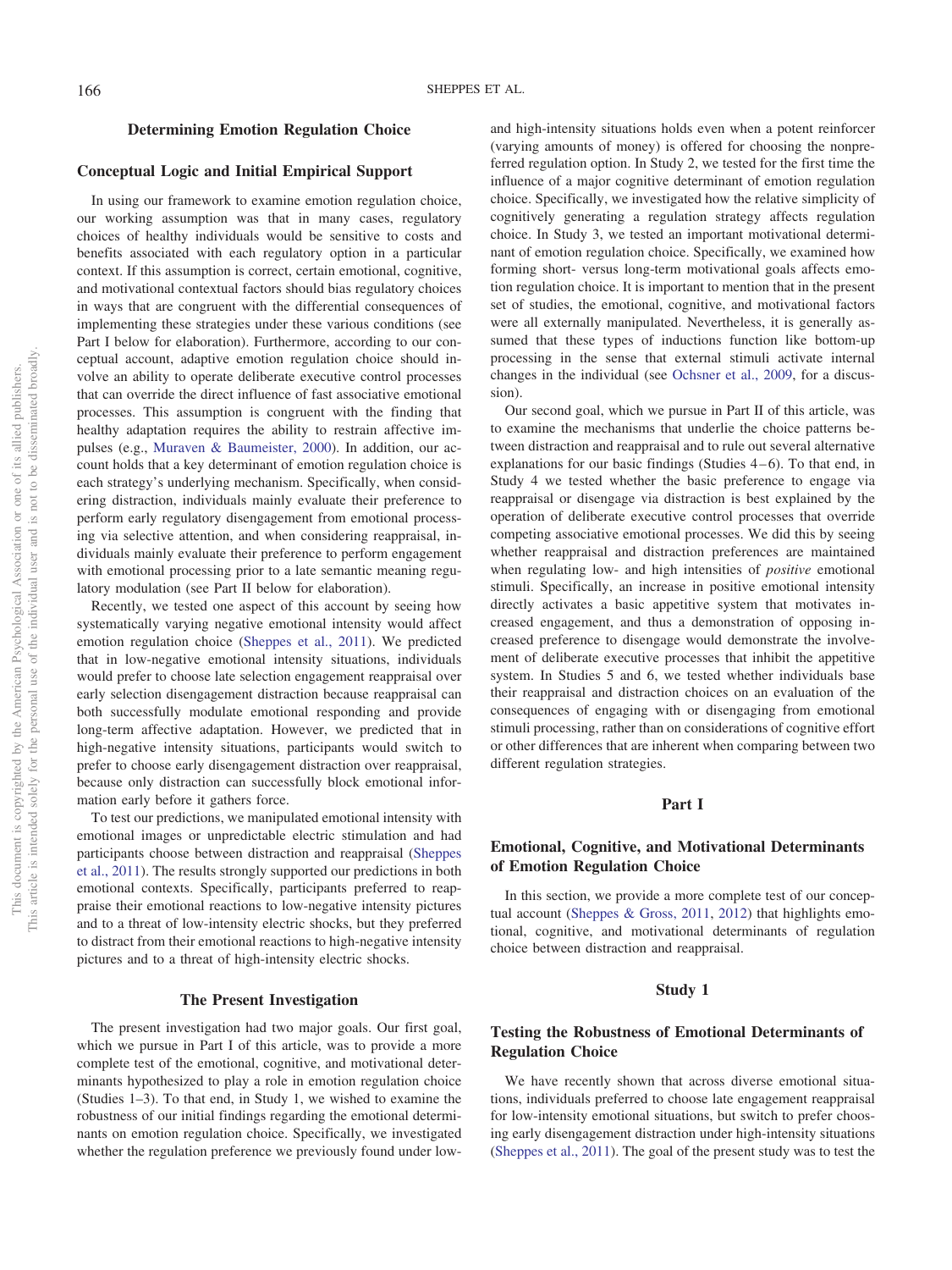## Determining Emotion Regulation Choice

### Conceptual Logic and Initial Empirical Support

In using our framework to examine emotion regulation choice, our working assumption was that in many cases, regulatory choices of healthy individuals would be sensitive to costs and benefits associated with each regulatory option in a particular context. If this assumption is correct, certain emotional, cognitive, and motivational contextual factors should bias regulatory choices in ways that are congruent with the differential consequences of implementing these strategies under these various conditions (see Part I below for elaboration). Furthermore, according to our conceptual account, adaptive emotion regulation choice should involve an ability to operate deliberate executive control processes that can override the direct influence of fast associative emotional processes. This assumption is congruent with the finding that healthy adaptation requires the ability to restrain affective impulses (e.g., Muraven & Baumeister, 2000). In addition, our account holds that a key determinant of emotion regulation choice is each strategy's underlying mechanism. Specifically, when considering distraction, individuals mainly evaluate their preference to perform early regulatory disengagement from emotional processing via selective attention, and when considering reappraisal, individuals mainly evaluate their preference to perform engagement with emotional processing prior to a late semantic meaning regulatory modulation (see Part II below for elaboration).

Recently, we tested one aspect of this account by seeing how systematically varying negative emotional intensity would affect emotion regulation choice (Sheppes et al., 2011). We predicted that in low-negative emotional intensity situations, individuals would prefer to choose late selection engagement reappraisal over early selection disengagement distraction because reappraisal can both successfully modulate emotional responding and provide long-term affective adaptation. However, we predicted that in high-negative intensity situations, participants would switch to prefer to choose early disengagement distraction over reappraisal, because only distraction can successfully block emotional information early before it gathers force.

To test our predictions, we manipulated emotional intensity with emotional images or unpredictable electric stimulation and had participants choose between distraction and reappraisal (Sheppes et al., 2011). The results strongly supported our predictions in both emotional contexts. Specifically, participants preferred to reappraise their emotional reactions to low-negative intensity pictures and to a threat of low-intensity electric shocks, but they preferred to distract from their emotional reactions to high-negative intensity pictures and to a threat of high-intensity electric shocks.

## The Present Investigation

The present investigation had two major goals. Our first goal, which we pursue in Part I of this article, was to provide a more complete test of the emotional, cognitive, and motivational determinants hypothesized to play a role in emotion regulation choice (Studies 1–3). To that end, in Study 1, we wished to examine the robustness of our initial findings regarding the emotional determinants on emotion regulation choice. Specifically, we investigated whether the regulation preference we previously found under low- and high-intensity situations holds even when a potent reinforcer (varying amounts of money) is offered for choosing the nonpreferred regulation option. In Study 2, we tested for the first time the influence of a major cognitive determinant of emotion regulation choice. Specifically, we investigated how the relative simplicity of cognitively generating a regulation strategy affects regulation choice. In Study 3, we tested an important motivational determinant of emotion regulation choice. Specifically, we examined how forming short- versus long-term motivational goals affects emotion regulation choice. It is important to mention that in the present set of studies, the emotional, cognitive, and motivational factors were all externally manipulated. Nevertheless, it is generally assumed that these types of inductions function like bottom-up processing in the sense that external stimuli activate internal changes in the individual (see Ochsner et al., 2009, for a discussion).

Our second goal, which we pursue in Part II of this article, was to examine the mechanisms that underlie the choice patterns between distraction and reappraisal and to rule out several alternative explanations for our basic findings (Studies 4–6). To that end, in Study 4 we tested whether the basic preference to engage via reappraisal or disengage via distraction is best explained by the operation of deliberate executive control processes that override competing associative emotional processes. We did this by seeing whether reappraisal and distraction preferences are maintained when regulating low- and high intensities of *positive* emotional stimuli. Specifically, an increase in positive emotional intensity directly activates a basic appetitive system that motivates increased engagement, and thus a demonstration of opposing increased preference to disengage would demonstrate the involvement of deliberate executive processes that inhibit the appetitive system. In Studies 5 and 6, we tested whether individuals base their reappraisal and distraction choices on an evaluation of the consequences of engaging with or disengaging from emotional stimuli processing, rather than on considerations of cognitive effort or other differences that are inherent when comparing between two different regulation strategies.

## Part I

### Emotional, Cognitive, and Motivational Determinants of Emotion Regulation Choice

In this section, we provide a more complete test of our conceptual account (Sheppes & Gross, 2011, 2012) that highlights emotional, cognitive, and motivational determinants of regulation choice between distraction and reappraisal.

## Study 1

### Testing the Robustness of Emotional Determinants of Regulation Choice

We have recently shown that across diverse emotional situations, individuals preferred to choose late engagement reappraisal for low-intensity emotional situations, but switch to prefer choosing early disengagement distraction under high-intensity situations (Sheppes et al., 2011). The goal of the present study was to test the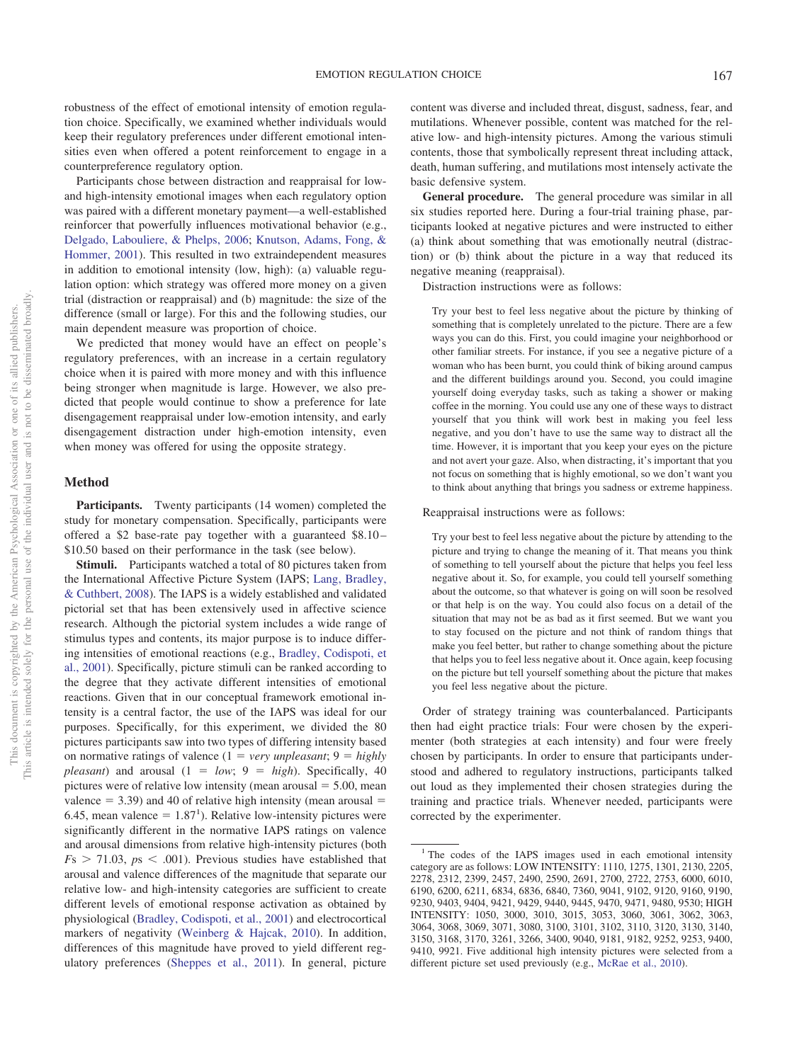robustness of the effect of emotional intensity of emotion regulation choice. Specifically, we examined whether individuals would keep their regulatory preferences under different emotional intensities even when offered a potent reinforcement to engage in a counterpreference regulatory option.

Participants chose between distraction and reappraisal for low- and high-intensity emotional images when each regulatory option was paired with a different monetary payment—a well-established reinforcer that powerfully influences motivational behavior (e.g., Delgado, Labouliere, & Phelps, 2006; Knutson, Adams, Fong, & Hommer, 2001). This resulted in two extraindependent measures in addition to emotional intensity (low, high): (a) valuable regulation option: which strategy was offered more money on a given trial (distraction or reappraisal) and (b) magnitude: the size of the difference (small or large). For this and the following studies, our main dependent measure was proportion of choice.

We predicted that money would have an effect on people's regulatory preferences, with an increase in a certain regulatory choice when it is paired with more money and with this influence being stronger when magnitude is large. However, we also predicted that people would continue to show a preference for late disengagement reappraisal under low-emotion intensity, and early disengagement distraction under high-emotion intensity, even when money was offered for using the opposite strategy.

## Method

**Participants.** Twenty participants (14 women) completed the study for monetary compensation. Specifically, participants were offered a $2 base-rate pay together with a guaranteed $8.10–$10.50 based on their performance in the task (see below).

**Stimuli.** Participants watched a total of 80 pictures taken from the International Affective Picture System (IAPS; Lang, Bradley, & Cuthbert, 2008). The IAPS is a widely established and validated pictorial set that has been extensively used in affective science research. Although the pictorial system includes a wide range of stimulus types and contents, its major purpose is to induce differing intensities of emotional reactions (e.g., Bradley, Codispoti, et al., 2001). Specifically, picture stimuli can be ranked according to the degree that they activate different intensities of emotional reactions. Given that in our conceptual framework emotional intensity is a central factor, the use of the IAPS was ideal for our purposes. Specifically, for this experiment, we divided the 80 pictures participants saw into two types of differing intensity based on normative ratings of valence (1 = *very unpleasant*; 9 = *highly pleasant*) and arousal (1 = *low*; 9 = *high*). Specifically, 40 pictures were of relative low intensity (mean arousal = 5.00, mean valence = 3.39) and 40 of relative high intensity (mean arousal = 6.45, mean valence = 1.87[1]). Relative low-intensity pictures were significantly different in the normative IAPS ratings on valence and arousal dimensions from relative high-intensity pictures (both $Fs > 71.03$, $ps < .001$). Previous studies have established that arousal and valence differences of the magnitude that separate our relative low- and high-intensity categories are sufficient to create different levels of emotional response activation as obtained by physiological (Bradley, Codispoti, et al., 2001) and electrocortical markers of negativity (Weinberg & Hajcak, 2010). In addition, differences of this magnitude have proved to yield different regulatory preferences (Sheppes et al., 2011). In general, picture content was diverse and included threat, disgust, sadness, fear, and mutilations. Whenever possible, content was matched for the relative low- and high-intensity pictures. Among the various stimuli contents, those that symbolically represent threat including attack, death, human suffering, and mutilations most intensely activate the basic defensive system.

**General procedure.** The general procedure was similar in all six studies reported here. During a four-trial training phase, participants looked at negative pictures and were instructed to either (a) think about something that was emotionally neutral (distraction) or (b) think about the picture in a way that reduced its negative meaning (reappraisal).

Distraction instructions were as follows:

> Try your best to feel less negative about the picture by thinking of something that is completely unrelated to the picture. There are a few ways you can do this. First, you could imagine your neighborhood or other familiar streets. For instance, if you see a negative picture of a woman who has been burnt, you could think of biking around campus and the different buildings around you. Second, you could imagine yourself doing everyday tasks, such as taking a shower or making coffee in the morning. You could use any one of these ways to distract yourself that you think will work best in making you feel less negative, and you don't have to use the same way to distract all the time. However, it is important that you keep your eyes on the picture and not avert your gaze. Also, when distracting, it's important that you not focus on something that is highly emotional, so we don't want you to think about anything that brings you sadness or extreme happiness.

Reappraisal instructions were as follows:

> Try your best to feel less negative about the picture by attending to the picture and trying to change the meaning of it. That means you think of something to tell yourself about the picture that helps you feel less negative about it. So, for example, you could tell yourself something about the outcome, so that whatever is going on will soon be resolved or that help is on the way. You could also focus on a detail of the situation that may not be as bad as it first seemed. But we want you to stay focused on the picture and not think of random things that make you feel better, but rather to change something about the picture that helps you to feel less negative about it. Once again, keep focusing on the picture but tell yourself something about the picture that makes you feel less negative about the picture.

Order of strategy training was counterbalanced. Participants then had eight practice trials: Four were chosen by the experimenter (both strategies at each intensity) and four were freely chosen by participants. In order to ensure that participants understood and adhered to regulatory instructions, participants talked out loud as they implemented their chosen strategies during the training and practice trials. Whenever needed, participants were corrected by the experimenter.

---

[1] The codes of the IAPS images used in each emotional intensity category are as follows: LOW INTENSITY: 1110, 1275, 1301, 2130, 2205, 2278, 2312, 2399, 2457, 2490, 2590, 2691, 2700, 2722, 2753, 6000, 6010, 6190, 6200, 6211, 6834, 6836, 6840, 7360, 9041, 9102, 9120, 9160, 9190, 9230, 9403, 9404, 9421, 9429, 9440, 9445, 9470, 9471, 9480, 9530; HIGH INTENSITY: 1050, 3000, 3010, 3015, 3053, 3060, 3061, 3062, 3063, 3064, 3068, 3069, 3071, 3080, 3100, 3101, 3102, 3110, 3120, 3130, 3140, 3150, 3168, 3170, 3261, 3266, 3400, 9040, 9181, 9182, 9252, 9253, 9400, 9410, 9921. Five additional high intensity pictures were selected from a different picture set used previously (e.g., McRae et al., 2010).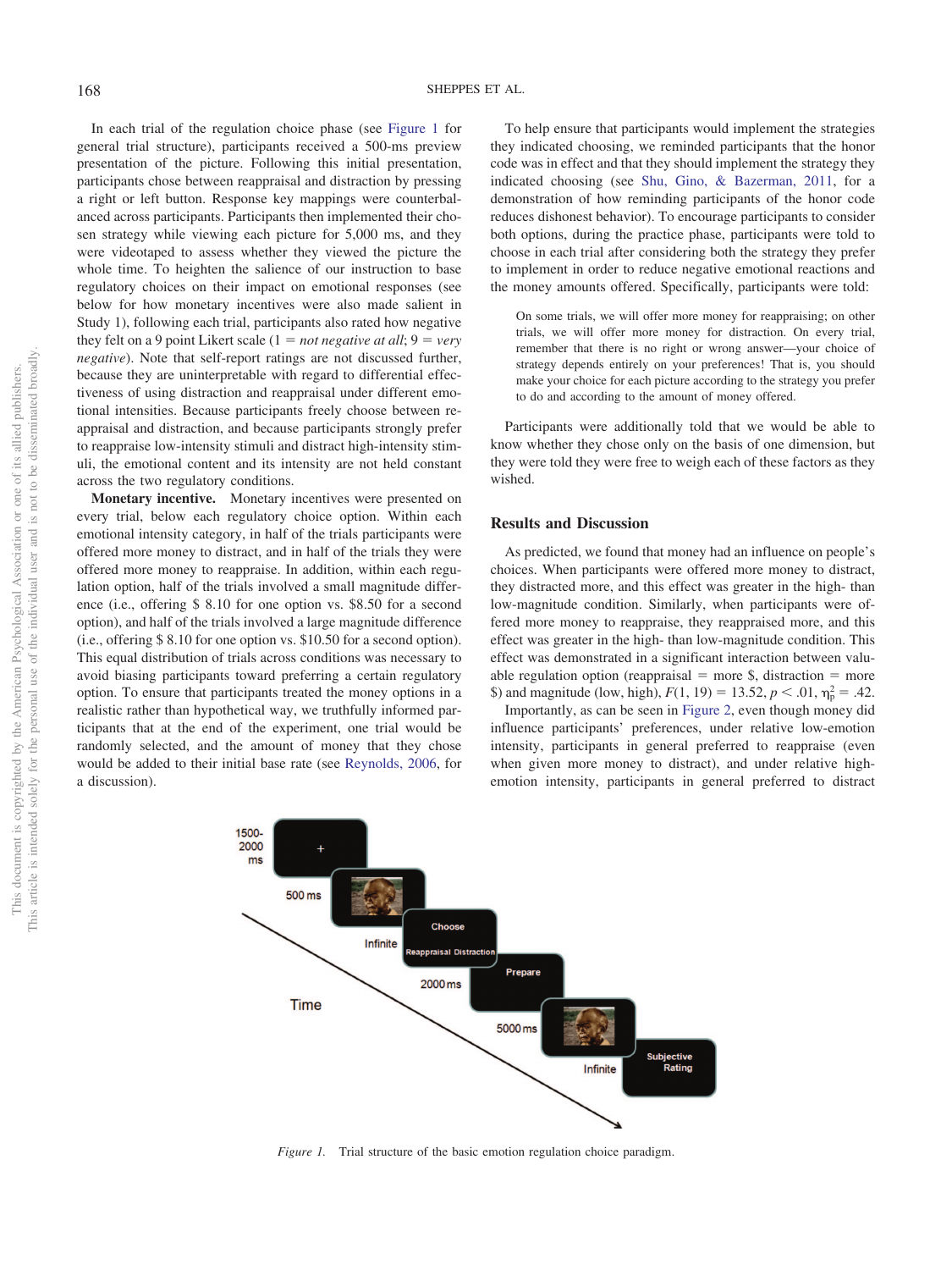In each trial of the regulation choice phase (see Figure 1 for general trial structure), participants received a 500-ms preview presentation of the picture. Following this initial presentation, participants chose between reappraisal and distraction by pressing a right or left button. Response key mappings were counterbalanced across participants. Participants then implemented their chosen strategy while viewing each picture for 5,000 ms, and they were videotaped to assess whether they viewed the picture the whole time. To heighten the salience of our instruction to base regulatory choices on their impact on emotional responses (see below for how monetary incentives were also made salient in Study 1), following each trial, participants also rated how negative they felt on a 9 point Likert scale (1 = *not negative at all*; 9 = *very negative*). Note that self-report ratings are not discussed further, because they are uninterpretable with regard to differential effectiveness of using distraction and reappraisal under different emotional intensities. Because participants freely choose between reappraisal and distraction, and because participants strongly prefer to reappraise low-intensity stimuli and distract high-intensity stimuli, the emotional content and its intensity are not held constant across the two regulatory conditions.

**Monetary incentive.** Monetary incentives were presented on every trial, below each regulatory choice option. Within each emotional intensity category, in half of the trials participants were offered more money to distract, and in half of the trials they were offered more money to reappraise. In addition, within each regulation option, half of the trials involved a small magnitude difference (i.e., offering $ 8.10 for one option vs. $8.50 for a second option), and half of the trials involved a large magnitude difference (i.e., offering $ 8.10 for one option vs. $10.50 for a second option). This equal distribution of trials across conditions was necessary to avoid biasing participants toward preferring a certain regulatory option. To ensure that participants treated the money options in a realistic rather than hypothetical way, we truthfully informed participants that at the end of the experiment, one trial would be randomly selected, and the amount of money that they chose would be added to their initial base rate (see Reynolds, 2006, for a discussion).

To help ensure that participants would implement the strategies they indicated choosing, we reminded participants that the honor code was in effect and that they should implement the strategy they indicated choosing (see Shu, Gino, & Bazerman, 2011, for a demonstration of how reminding participants of the honor code reduces dishonest behavior). To encourage participants to consider both options, during the practice phase, participants were told to choose in each trial after considering both the strategy they prefer to implement in order to reduce negative emotional reactions and the money amounts offered. Specifically, participants were told:

> On some trials, we will offer more money for reappraising; on other trials, we will offer more money for distraction. On every trial, remember that there is no right or wrong answer—your choice of strategy depends entirely on your preferences! That is, you should make your choice for each picture according to the strategy you prefer to do and according to the amount of money offered.

Participants were additionally told that we would be able to know whether they chose only on the basis of one dimension, but they were told they were free to weigh each of these factors as they wished.

## Results and Discussion

As predicted, we found that money had an influence on people's choices. When participants were offered more money to distract, they distracted more, and this effect was greater in the high- than low-magnitude condition. Similarly, when participants were offered more money to reappraise, they reappraised more, and this effect was greater in the high- than low-magnitude condition. This effect was demonstrated in a significant interaction between valuable regulation option (reappraisal = more $, distraction = more $) and magnitude (low, high), $F(1, 19) = 13.52$, $p < .01$, $\eta_p^2 = .42$.

Importantly, as can be seen in Figure 2, even though money did influence participants' preferences, under relative low-emotion intensity, participants in general preferred to reappraise (even when given more money to distract), and under relative high-emotion intensity, participants in general preferred to distract

1500-2000 ms
+
500 ms
Infinite
Choose
Reappraisal Distraction
2000 ms
Prepare
5000 ms
Infinite
Subjective Rating
Time

*Figure 1.* Trial structure of the basic emotion regulation choice paradigm.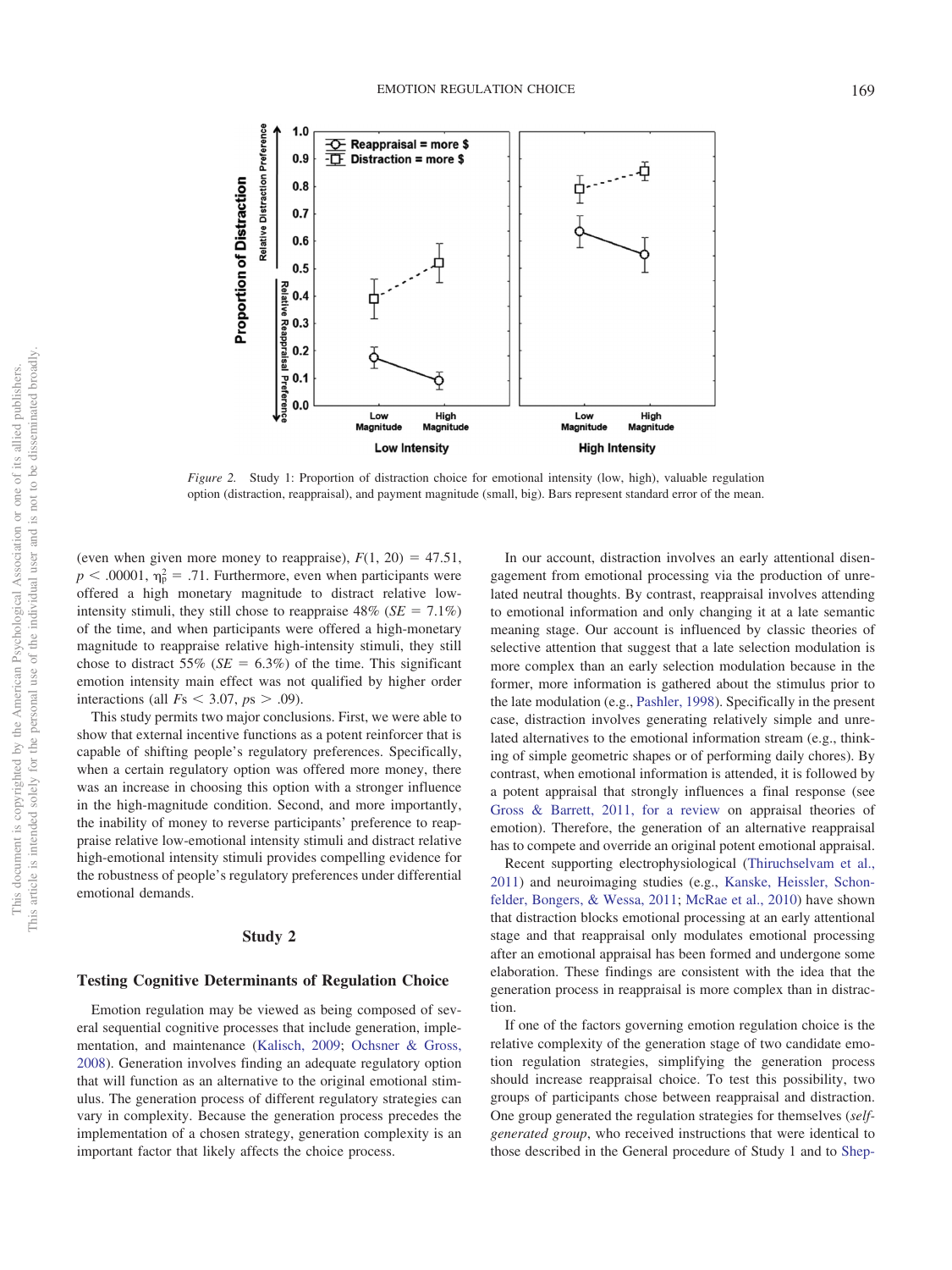1.0
0.9
0.8
0.7
0.6
0.5
0.4
0.3
0.2
0.1
0.0

Proportion of Distraction

Relative Distraction Preference

Relative Reappraisal Preference

Reappraisal = more $

Distraction = more $

Low Magnitude

High Magnitude

Low Intensity

Low Magnitude

High Magnitude

High Intensity

*Figure 2.* Study 1: Proportion of distraction choice for emotional intensity (low, high), valuable regulation option (distraction, reappraisal), and payment magnitude (small, big). Bars represent standard error of the mean.

(even when given more money to reappraise), $F(1, 20) = 47.51$, $p < .00001$, $\eta_p^2 = .71$. Furthermore, even when participants were offered a high monetary magnitude to distract relative low-intensity stimuli, they still chose to reappraise 48% ($SE = 7.1\%$) of the time, and when participants were offered a high-monetary magnitude to reappraise relative high-intensity stimuli, they still chose to distract 55% ($SE = 6.3\%$) of the time. This significant emotion intensity main effect was not qualified by higher order interactions (all $Fs < 3.07$, $ps > .09$).

This study permits two major conclusions. First, we were able to show that external incentive functions as a potent reinforcer that is capable of shifting people's regulatory preferences. Specifically, when a certain regulatory option was offered more money, there was an increase in choosing this option with a stronger influence in the high-magnitude condition. Second, and more importantly, the inability of money to reverse participants' preference to reappraise relative low-emotional intensity stimuli and distract relative high-emotional intensity stimuli provides compelling evidence for the robustness of people's regulatory preferences under differential emotional demands.

## Study 2

### Testing Cognitive Determinants of Regulation Choice

Emotion regulation may be viewed as being composed of several sequential cognitive processes that include generation, implementation, and maintenance (Kalisch, 2009; Ochsner & Gross, 2008). Generation involves finding an adequate regulatory option that will function as an alternative to the original emotional stimulus. The generation process of different regulatory strategies can vary in complexity. Because the generation process precedes the implementation of a chosen strategy, generation complexity is an important factor that likely affects the choice process.

In our account, distraction involves an early attentional disengagement from emotional processing via the production of unrelated neutral thoughts. By contrast, reappraisal involves attending to emotional information and only changing it at a late semantic meaning stage. Our account is influenced by classic theories of selective attention that suggest that a late selection modulation is more complex than an early selection modulation because in the former, more information is gathered about the stimulus prior to the late modulation (e.g., Pashler, 1998). Specifically in the present case, distraction involves generating relatively simple and unrelated alternatives to the emotional information stream (e.g., thinking of simple geometric shapes or of performing daily chores). By contrast, when emotional information is attended, it is followed by a potent appraisal that strongly influences a final response (see Gross & Barrett, 2011, for a review on appraisal theories of emotion). Therefore, the generation of an alternative reappraisal has to compete and override an original potent emotional appraisal.

Recent supporting electrophysiological (Thiruchselvam et al., 2011) and neuroimaging studies (e.g., Kanske, Heissler, Schonfelder, Bongers, & Wessa, 2011; McRae et al., 2010) have shown that distraction blocks emotional processing at an early attentional stage and that reappraisal only modulates emotional processing after an emotional appraisal has been formed and undergone some elaboration. These findings are consistent with the idea that the generation process in reappraisal is more complex than in distraction.

If one of the factors governing emotion regulation choice is the relative complexity of the generation stage of two candidate emotion regulation strategies, simplifying the generation process should increase reappraisal choice. To test this possibility, two groups of participants chose between reappraisal and distraction. One group generated the regulation strategies for themselves (*self-generated group*, who received instructions that were identical to those described in the General procedure of Study 1 and to Shep-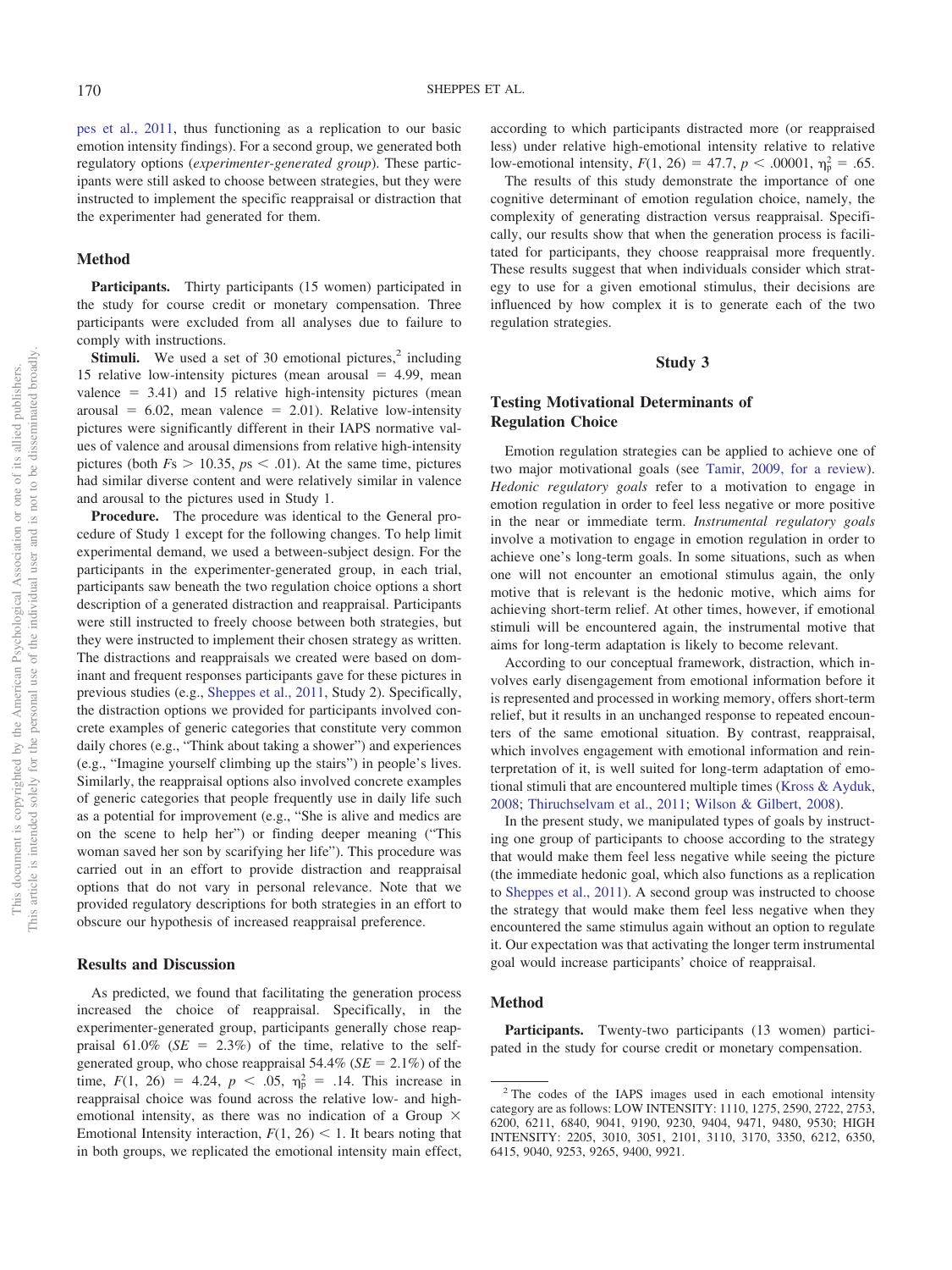pes et al., 2011, thus functioning as a replication to our basic emotion intensity findings). For a second group, we generated both regulatory options (*experimenter-generated group*). These participants were still asked to choose between strategies, but they were instructed to implement the specific reappraisal or distraction that the experimenter had generated for them.

## Method

**Participants.** Thirty participants (15 women) participated in the study for course credit or monetary compensation. Three participants were excluded from all analyses due to failure to comply with instructions.

**Stimuli.** We used a set of 30 emotional pictures,[2] including 15 relative low-intensity pictures (mean arousal = 4.99, mean valence = 3.41) and 15 relative high-intensity pictures (mean arousal = 6.02, mean valence = 2.01). Relative low-intensity pictures were significantly different in their IAPS normative values of valence and arousal dimensions from relative high-intensity pictures (both $F\text{s} > 10.35$, $ps < .01$). At the same time, pictures had similar diverse content and were relatively similar in valence and arousal to the pictures used in Study 1.

**Procedure.** The procedure was identical to the General procedure of Study 1 except for the following changes. To help limit experimental demand, we used a between-subject design. For the participants in the experimenter-generated group, in each trial, participants saw beneath the two regulation choice options a short description of a generated distraction and reappraisal. Participants were still instructed to freely choose between both strategies, but they were instructed to implement their chosen strategy as written. The distractions and reappraisals we created were based on dominant and frequent responses participants gave for these pictures in previous studies (e.g., Sheppes et al., 2011, Study 2). Specifically, the distraction options we provided for participants involved concrete examples of generic categories that constitute very common daily chores (e.g., "Think about taking a shower") and experiences (e.g., "Imagine yourself climbing up the stairs") in people's lives. Similarly, the reappraisal options also involved concrete examples of generic categories that people frequently use in daily life such as a potential for improvement (e.g., "She is alive and medics are on the scene to help her") or finding deeper meaning ("This woman saved her son by scarifying her life"). This procedure was carried out in an effort to provide distraction and reappraisal options that do not vary in personal relevance. Note that we provided regulatory descriptions for both strategies in an effort to obscure our hypothesis of increased reappraisal preference.

## Results and Discussion

As predicted, we found that facilitating the generation process increased the choice of reappraisal. Specifically, in the experimenter-generated group, participants generally chose reappraisal 61.0% ($SE$ = 2.3%) of the time, relative to the self-generated group, who chose reappraisal 54.4% ($SE$ = 2.1%) of the time, $F(1, 26) = 4.24$, $p < .05$, $\eta_p^2 = .14$. This increase in reappraisal choice was found across the relative low- and high-emotional intensity, as there was no indication of a Group × Emotional Intensity interaction, $F(1, 26) < 1$. It bears noting that in both groups, we replicated the emotional intensity main effect, according to which participants distracted more (or reappraised less) under relative high-emotional intensity relative to relative low-emotional intensity, $F(1, 26) = 47.7$, $p < .00001$, $\eta_p^2 = .65$.

The results of this study demonstrate the importance of one cognitive determinant of emotion regulation choice, namely, the complexity of generating distraction versus reappraisal. Specifically, our results show that when the generation process is facilitated for participants, they choose reappraisal more frequently. These results suggest that when individuals consider which strategy to use for a given emotional stimulus, their decisions are influenced by how complex it is to generate each of the two regulation strategies.

# Study 3

## Testing Motivational Determinants of Regulation Choice

Emotion regulation strategies can be applied to achieve one of two major motivational goals (see Tamir, 2009, for a review). *Hedonic regulatory goals* refer to a motivation to engage in emotion regulation in order to feel less negative or more positive in the near or immediate term. *Instrumental regulatory goals* involve a motivation to engage in emotion regulation in order to achieve one's long-term goals. In some situations, such as when one will not encounter an emotional stimulus again, the only motive that is relevant is the hedonic motive, which aims for achieving short-term relief. At other times, however, if emotional stimuli will be encountered again, the instrumental motive that aims for long-term adaptation is likely to become relevant.

According to our conceptual framework, distraction, which involves early disengagement from emotional information before it is represented and processed in working memory, offers short-term relief, but it results in an unchanged response to repeated encounters of the same emotional situation. By contrast, reappraisal, which involves engagement with emotional information and reinterpretation of it, is well suited for long-term adaptation of emotional stimuli that are encountered multiple times (Kross & Ayduk, 2008; Thiruchselvam et al., 2011; Wilson & Gilbert, 2008).

In the present study, we manipulated types of goals by instructing one group of participants to choose according to the strategy that would make them feel less negative while seeing the picture (the immediate hedonic goal, which also functions as a replication to Sheppes et al., 2011). A second group was instructed to choose the strategy that would make them feel less negative when they encountered the same stimulus again without an option to regulate it. Our expectation was that activating the longer term instrumental goal would increase participants' choice of reappraisal.

## Method

**Participants.** Twenty-two participants (13 women) participated in the study for course credit or monetary compensation.

[2] The codes of the IAPS images used in each emotional intensity category are as follows: LOW INTENSITY: 1110, 1275, 2590, 2722, 2753, 6200, 6211, 6840, 9041, 9190, 9230, 9404, 9471, 9480, 9530; HIGH INTENSITY: 2205, 3010, 3051, 2101, 3110, 3170, 3350, 6212, 6350, 6415, 9040, 9253, 9265, 9400, 9921.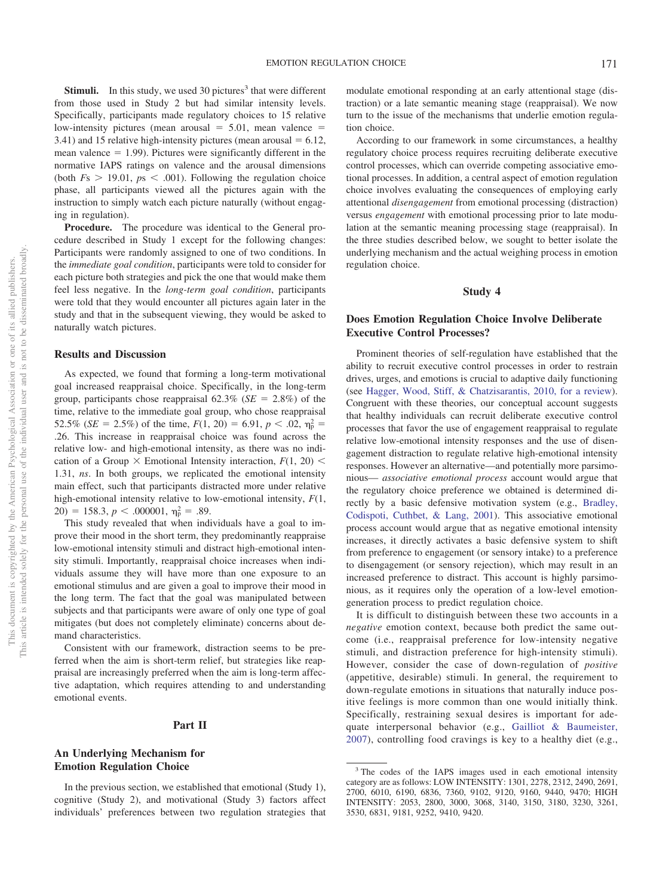**Stimuli.** In this study, we used 30 pictures[3] that were different from those used in Study 2 but had similar intensity levels. Specifically, participants made regulatory choices to 15 relative low-intensity pictures (mean arousal = 5.01, mean valence = 3.41) and 15 relative high-intensity pictures (mean arousal = 6.12, mean valence = 1.99). Pictures were significantly different in the normative IAPS ratings on valence and the arousal dimensions (both $Fs > 19.01$, $ps < .001$). Following the regulation choice phase, all participants viewed all the pictures again with the instruction to simply watch each picture naturally (without engaging in regulation).

**Procedure.** The procedure was identical to the General procedure described in Study 1 except for the following changes: Participants were randomly assigned to one of two conditions. In the *immediate goal condition*, participants were told to consider for each picture both strategies and pick the one that would make them feel less negative. In the *long-term goal condition*, participants were told that they would encounter all pictures again later in the study and that in the subsequent viewing, they would be asked to naturally watch pictures.

## Results and Discussion

As expected, we found that forming a long-term motivational goal increased reappraisal choice. Specifically, in the long-term group, participants chose reappraisal 62.3% ($SE$ = 2.8%) of the time, relative to the immediate goal group, who chose reappraisal 52.5% ($SE$ = 2.5%) of the time, $F(1, 20) = 6.91$, $p < .02$, $\eta_p^2 = .26$. This increase in reappraisal choice was found across the relative low- and high-emotional intensity, as there was no indication of a Group × Emotional Intensity interaction, $F(1, 20) < 1.31$, *ns*. In both groups, we replicated the emotional intensity main effect, such that participants distracted more under relative high-emotional intensity relative to low-emotional intensity, $F(1, 20) = 158.3$, $p < .000001$, $\eta_p^2 = .89$.

This study revealed that when individuals have a goal to improve their mood in the short term, they predominantly reappraise low-emotional intensity stimuli and distract high-emotional intensity stimuli. Importantly, reappraisal choice increases when individuals assume they will have more than one exposure to an emotional stimulus and are given a goal to improve their mood in the long term. The fact that the goal was manipulated between subjects and that participants were aware of only one type of goal mitigates (but does not completely eliminate) concerns about demand characteristics.

Consistent with our framework, distraction seems to be preferred when the aim is short-term relief, but strategies like reappraisal are increasingly preferred when the aim is long-term affective adaptation, which requires attending to and understanding emotional events.

# Part II

## An Underlying Mechanism for Emotion Regulation Choice

In the previous section, we established that emotional (Study 1), cognitive (Study 2), and motivational (Study 3) factors affect individuals' preferences between two regulation strategies that modulate emotional responding at an early attentional stage (distraction) or a late semantic meaning stage (reappraisal). We now turn to the issue of the mechanisms that underlie emotion regulation choice.

According to our framework in some circumstances, a healthy regulatory choice process requires recruiting deliberate executive control processes, which can override competing associative emotional processes. In addition, a central aspect of emotion regulation choice involves evaluating the consequences of employing early attentional *disengagement* from emotional processing (distraction) versus *engagement* with emotional processing prior to late modulation at the semantic meaning processing stage (reappraisal). In the three studies described below, we sought to better isolate the underlying mechanism and the actual weighing process in emotion regulation choice.

## Study 4

### Does Emotion Regulation Choice Involve Deliberate Executive Control Processes?

Prominent theories of self-regulation have established that the ability to recruit executive control processes in order to restrain drives, urges, and emotions is crucial to adaptive daily functioning (see Hagger, Wood, Stiff, & Chatzisarantis, 2010, for a review). Congruent with these theories, our conceptual account suggests that healthy individuals can recruit deliberate executive control processes that favor the use of engagement reappraisal to regulate relative low-emotional intensity responses and the use of disengagement distraction to regulate relative high-emotional intensity responses. However an alternative—and potentially more parsimonious— *associative emotional process* account would argue that the regulatory choice preference we obtained is determined directly by a basic defensive motivation system (e.g., Bradley, Codispoti, Cuthbet, & Lang, 2001). This associative emotional process account would argue that as negative emotional intensity increases, it directly activates a basic defensive system to shift from preference to engagement (or sensory intake) to a preference to disengagement (or sensory rejection), which may result in an increased preference to distract. This account is highly parsimonious, as it requires only the operation of a low-level emotion-generation process to predict regulation choice.

It is difficult to distinguish between these two accounts in a *negative* emotion context, because both predict the same outcome (i.e., reappraisal preference for low-intensity negative stimuli, and distraction preference for high-intensity stimuli). However, consider the case of down-regulation of *positive* (appetitive, desirable) stimuli. In general, the requirement to down-regulate emotions in situations that naturally induce positive feelings is more common than one would initially think. Specifically, restraining sexual desires is important for adequate interpersonal behavior (e.g., Gailliot & Baumeister, 2007), controlling food cravings is key to a healthy diet (e.g.,

[3] The codes of the IAPS images used in each emotional intensity category are as follows: LOW INTENSITY: 1301, 2278, 2312, 2490, 2691, 2700, 6010, 6190, 6836, 7360, 9102, 9120, 9160, 9440, 9470; HIGH INTENSITY: 2053, 2800, 3000, 3068, 3140, 3150, 3180, 3230, 3261, 3530, 6831, 9181, 9252, 9410, 9420.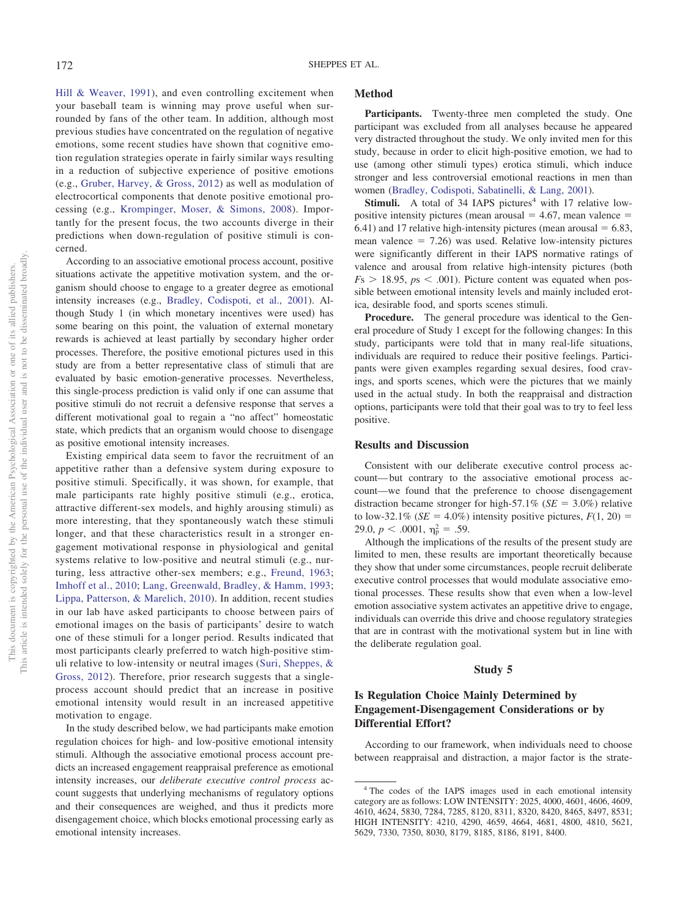Hill & Weaver, 1991), and even controlling excitement when your baseball team is winning may prove useful when surrounded by fans of the other team. In addition, although most previous studies have concentrated on the regulation of negative emotions, some recent studies have shown that cognitive emotion regulation strategies operate in fairly similar ways resulting in a reduction of subjective experience of positive emotions (e.g., Gruber, Harvey, & Gross, 2012) as well as modulation of electrocortical components that denote positive emotional processing (e.g., Krompinger, Moser, & Simons, 2008). Importantly for the present focus, the two accounts diverge in their predictions when down-regulation of positive stimuli is concerned.

According to an associative emotional process account, positive situations activate the appetitive motivation system, and the organism should choose to engage to a greater degree as emotional intensity increases (e.g., Bradley, Codispoti, et al., 2001). Although Study 1 (in which monetary incentives were used) has some bearing on this point, the valuation of external monetary rewards is achieved at least partially by secondary higher order processes. Therefore, the positive emotional pictures used in this study are from a better representative class of stimuli that are evaluated by basic emotion-generative processes. Nevertheless, this single-process prediction is valid only if one can assume that positive stimuli do not recruit a defensive response that serves a different motivational goal to regain a "no affect" homeostatic state, which predicts that an organism would choose to disengage as positive emotional intensity increases.

Existing empirical data seem to favor the recruitment of an appetitive rather than a defensive system during exposure to positive stimuli. Specifically, it was shown, for example, that male participants rate highly positive stimuli (e.g., erotica, attractive different-sex models, and highly arousing stimuli) as more interesting, that they spontaneously watch these stimuli longer, and that these characteristics result in a stronger engagement motivational response in physiological and genital systems relative to low-positive and neutral stimuli (e.g., nurturing, less attractive other-sex members; e.g., Freund, 1963; Imhoff et al., 2010; Lang, Greenwald, Bradley, & Hamm, 1993; Lippa, Patterson, & Marelich, 2010). In addition, recent studies in our lab have asked participants to choose between pairs of emotional images on the basis of participants' desire to watch one of these stimuli for a longer period. Results indicated that most participants clearly preferred to watch high-positive stimuli relative to low-intensity or neutral images (Suri, Sheppes, & Gross, 2012). Therefore, prior research suggests that a single-process account should predict that an increase in positive emotional intensity would result in an increased appetitive motivation to engage.

In the study described below, we had participants make emotion regulation choices for high- and low-positive emotional intensity stimuli. Although the associative emotional process account predicts an increased engagement reappraisal preference as emotional intensity increases, our *deliberate executive control process* account suggests that underlying mechanisms of regulatory options and their consequences are weighed, and thus it predicts more disengagement choice, which blocks emotional processing early as emotional intensity increases.

## Method

**Participants.** Twenty-three men completed the study. One participant was excluded from all analyses because he appeared very distracted throughout the study. We only invited men for this study, because in order to elicit high-positive emotion, we had to use (among other stimuli types) erotica stimuli, which induce stronger and less controversial emotional reactions in men than women (Bradley, Codispoti, Sabatinelli, & Lang, 2001).

**Stimuli.** A total of 34 IAPS pictures[4] with 17 relative low-positive intensity pictures (mean arousal = 4.67, mean valence = 6.41) and 17 relative high-intensity pictures (mean arousal = 6.83, mean valence = 7.26) was used. Relative low-intensity pictures were significantly different in their IAPS normative ratings of valence and arousal from relative high-intensity pictures (both $Fs > 18.95$, $ps < .001$). Picture content was equated when possible between emotional intensity levels and mainly included erotica, desirable food, and sports scenes stimuli.

**Procedure.** The general procedure was identical to the General procedure of Study 1 except for the following changes: In this study, participants were told that in many real-life situations, individuals are required to reduce their positive feelings. Participants were given examples regarding sexual desires, food cravings, and sports scenes, which were the pictures that we mainly used in the actual study. In both the reappraisal and distraction options, participants were told that their goal was to try to feel less positive.

## Results and Discussion

Consistent with our deliberate executive control process account—but contrary to the associative emotional process account—we found that the preference to choose disengagement distraction became stronger for high-57.1% ($SE = 3.0\%$) relative to low-32.1% ($SE = 4.0\%$) intensity positive pictures, $F(1, 20) = 29.0$, $p < .0001$, $\eta_p^2 = .59$.

Although the implications of the results of the present study are limited to men, these results are important theoretically because they show that under some circumstances, people recruit deliberate executive control processes that would modulate associative emotional processes. These results show that even when a low-level emotion associative system activates an appetitive drive to engage, individuals can override this drive and choose regulatory strategies that are in contrast with the motivational system but in line with the deliberate regulation goal.

## Study 5

### Is Regulation Choice Mainly Determined by Engagement-Disengagement Considerations or by Differential Effort?

According to our framework, when individuals need to choose between reappraisal and distraction, a major factor is the strate-

[4] The codes of the IAPS images used in each emotional intensity category are as follows: LOW INTENSITY: 2025, 4000, 4601, 4606, 4609, 4610, 4624, 5830, 7284, 7285, 8120, 8311, 8320, 8420, 8465, 8497, 8531; HIGH INTENSITY: 4210, 4290, 4659, 4664, 4681, 4800, 4810, 5621, 5629, 7330, 7350, 8030, 8179, 8185, 8186, 8191, 8400.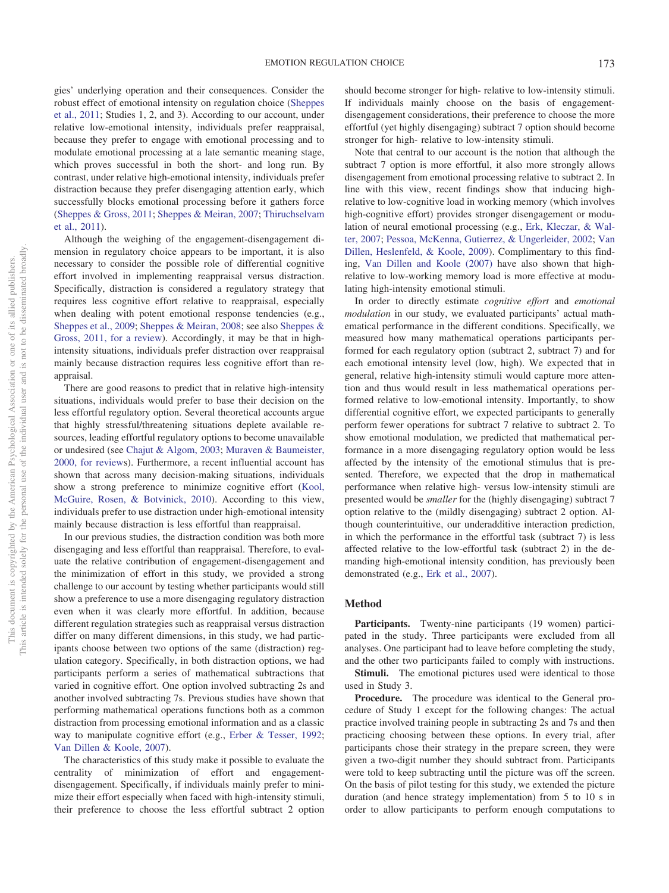gies' underlying operation and their consequences. Consider the robust effect of emotional intensity on regulation choice (Sheppes et al., 2011; Studies 1, 2, and 3). According to our account, under relative low-emotional intensity, individuals prefer reappraisal, because they prefer to engage with emotional processing and to modulate emotional processing at a late semantic meaning stage, which proves successful in both the short- and long run. By contrast, under relative high-emotional intensity, individuals prefer distraction because they prefer disengaging attention early, which successfully blocks emotional processing before it gathers force (Sheppes & Gross, 2011; Sheppes & Meiran, 2007; Thiruchselvam et al., 2011).

Although the weighing of the engagement-disengagement dimension in regulatory choice appears to be important, it is also necessary to consider the possible role of differential cognitive effort involved in implementing reappraisal versus distraction. Specifically, distraction is considered a regulatory strategy that requires less cognitive effort relative to reappraisal, especially when dealing with potent emotional response tendencies (e.g., Sheppes et al., 2009; Sheppes & Meiran, 2008; see also Sheppes & Gross, 2011, for a review). Accordingly, it may be that in high-intensity situations, individuals prefer distraction over reappraisal mainly because distraction requires less cognitive effort than reappraisal.

There are good reasons to predict that in relative high-intensity situations, individuals would prefer to base their decision on the less effortful regulatory option. Several theoretical accounts argue that highly stressful/threatening situations deplete available resources, leading effortful regulatory options to become unavailable or undesired (see Chajut & Algom, 2003; Muraven & Baumeister, 2000, for reviews). Furthermore, a recent influential account has shown that across many decision-making situations, individuals show a strong preference to minimize cognitive effort (Kool, McGuire, Rosen, & Botvinick, 2010). According to this view, individuals prefer to use distraction under high-emotional intensity mainly because distraction is less effortful than reappraisal.

In our previous studies, the distraction condition was both more disengaging and less effortful than reappraisal. Therefore, to evaluate the relative contribution of engagement-disengagement and the minimization of effort in this study, we provided a strong challenge to our account by testing whether participants would still show a preference to use a more disengaging regulatory distraction even when it was clearly more effortful. In addition, because different regulation strategies such as reappraisal versus distraction differ on many different dimensions, in this study, we had participants choose between two options of the same (distraction) regulation category. Specifically, in both distraction options, we had participants perform a series of mathematical subtractions that varied in cognitive effort. One option involved subtracting 2s and another involved subtracting 7s. Previous studies have shown that performing mathematical operations functions both as a common distraction from processing emotional information and as a classic way to manipulate cognitive effort (e.g., Erber & Tesser, 1992; Van Dillen & Koole, 2007).

The characteristics of this study make it possible to evaluate the centrality of minimization of effort and engagement-disengagement. Specifically, if individuals mainly prefer to minimize their effort especially when faced with high-intensity stimuli, their preference to choose the less effortful subtract 2 option should become stronger for high- relative to low-intensity stimuli. If individuals mainly choose on the basis of engagement-disengagement considerations, their preference to choose the more effortful (yet highly disengaging) subtract 7 option should become stronger for high- relative to low-intensity stimuli.

Note that central to our account is the notion that although the subtract 7 option is more effortful, it also more strongly allows disengagement from emotional processing relative to subtract 2. In line with this view, recent findings show that inducing high- relative to low-cognitive load in working memory (which involves high-cognitive effort) provides stronger disengagement or modulation of neural emotional processing (e.g., Erk, Kleczar, & Walter, 2007; Pessoa, McKenna, Gutierrez, & Ungerleider, 2002; Van Dillen, Heslenfeld, & Koole, 2009). Complimentary to this finding, Van Dillen and Koole (2007) have also shown that high- relative to low-working memory load is more effective at modulating high-intensity emotional stimuli.

In order to directly estimate *cognitive effort* and *emotional modulation* in our study, we evaluated participants' actual mathematical performance in the different conditions. Specifically, we measured how many mathematical operations participants performed for each regulatory option (subtract 2, subtract 7) and for each emotional intensity level (low, high). We expected that in general, relative high-intensity stimuli would capture more attention and thus would result in less mathematical operations performed relative to low-emotional intensity. Importantly, to show differential cognitive effort, we expected participants to generally perform fewer operations for subtract 7 relative to subtract 2. To show emotional modulation, we predicted that mathematical performance in a more disengaging regulatory option would be less affected by the intensity of the emotional stimulus that is presented. Therefore, we expected that the drop in mathematical performance when relative high- versus low-intensity stimuli are presented would be *smaller* for the (highly disengaging) subtract 7 option relative to the (mildly disengaging) subtract 2 option. Although counterintuitive, our underadditive interaction prediction, in which the performance in the effortful task (subtract 7) is less affected relative to the low-effortful task (subtract 2) in the demanding high-emotional intensity condition, has previously been demonstrated (e.g., Erk et al., 2007).

## Method

**Participants.** Twenty-nine participants (19 women) participated in the study. Three participants were excluded from all analyses. One participant had to leave before completing the study, and the other two participants failed to comply with instructions.

**Stimuli.** The emotional pictures used were identical to those used in Study 3.

**Procedure.** The procedure was identical to the General procedure of Study 1 except for the following changes: The actual practice involved training people in subtracting 2s and 7s and then practicing choosing between these options. In every trial, after participants chose their strategy in the prepare screen, they were given a two-digit number they should subtract from. Participants were told to keep subtracting until the picture was off the screen. On the basis of pilot testing for this study, we extended the picture duration (and hence strategy implementation) from 5 to 10 s in order to allow participants to perform enough computations to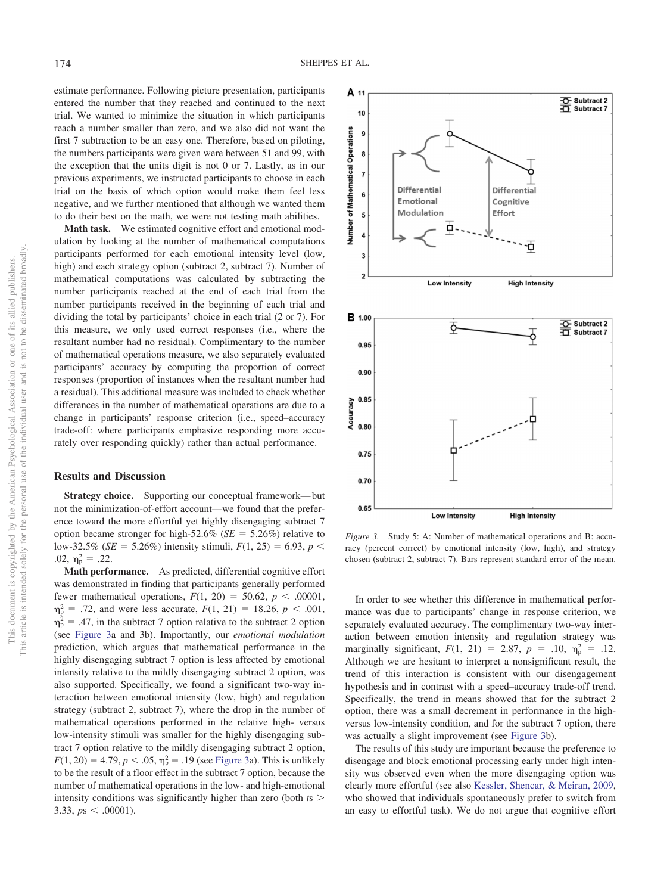estimate performance. Following picture presentation, participants entered the number that they reached and continued to the next trial. We wanted to minimize the situation in which participants reach a number smaller than zero, and we also did not want the first 7 subtraction to be an easy one. Therefore, based on piloting, the numbers participants were given were between 51 and 99, with the exception that the units digit is not 0 or 7. Lastly, as in our previous experiments, we instructed participants to choose in each trial on the basis of which option would make them feel less negative, and we further mentioned that although we wanted them to do their best on the math, we were not testing math abilities.

**Math task.** We estimated cognitive effort and emotional modulation by looking at the number of mathematical computations participants performed for each emotional intensity level (low, high) and each strategy option (subtract 2, subtract 7). Number of mathematical computations was calculated by subtracting the number participants reached at the end of each trial from the number participants received in the beginning of each trial and dividing the total by participants' choice in each trial (2 or 7). For this measure, we only used correct responses (i.e., where the resultant number had no residual). Complimentary to the number of mathematical operations measure, we also separately evaluated participants' accuracy by computing the proportion of correct responses (proportion of instances when the resultant number had a residual). This additional measure was included to check whether differences in the number of mathematical operations are due to a change in participants' response criterion (i.e., speed–accuracy trade-off: where participants emphasize responding more accurately over responding quickly) rather than actual performance.

## Results and Discussion

**Strategy choice.** Supporting our conceptual framework—but not the minimization-of-effort account—we found that the preference toward the more effortful yet highly disengaging subtract 7 option became stronger for high-52.6% ($SE$ = 5.26%) relative to low-32.5% ($SE$ = 5.26%) intensity stimuli, $F(1, 25) = 6.93$, $p < .02$, $\eta_p^2 = .22$.

**Math performance.** As predicted, differential cognitive effort was demonstrated in finding that participants generally performed fewer mathematical operations, $F(1, 20) = 50.62$, $p < .00001$, $\eta_p^2 = .72$, and were less accurate, $F(1, 21) = 18.26$, $p < .001$, $\eta_p^2 = .47$, in the subtract 7 option relative to the subtract 2 option (see Figure 3a and 3b). Importantly, our *emotional modulation* prediction, which argues that mathematical performance in the highly disengaging subtract 7 option is less affected by emotional intensity relative to the mildly disengaging subtract 2 option, was also supported. Specifically, we found a significant two-way interaction between emotional intensity (low, high) and regulation strategy (subtract 2, subtract 7), where the drop in the number of mathematical operations performed in the relative high- versus low-intensity stimuli was smaller for the highly disengaging subtract 7 option relative to the mildly disengaging subtract 2 option, $F(1, 20) = 4.79$, $p < .05$, $\eta_p^2 = .19$ (see Figure 3a). This is unlikely to be the result of a floor effect in the subtract 7 option, because the number of mathematical operations in the low- and high-emotional intensity conditions was significantly higher than zero (both $t$s > 3.33, $p$s < .00001).

A

Subtract 2
Subtract 7

Number of Mathematical Operations

11
10
9
8
7
6
5
4
3
2

Differential Emotional Modulation

Differential Cognitive Effort

Low Intensity
High Intensity

B

Subtract 2
Subtract 7

Accuracy

1.00
0.95
0.90
0.85
0.80
0.75
0.70
0.65

Low Intensity
High Intensity

*Figure 3.* Study 5: A: Number of mathematical operations and B: accuracy (percent correct) by emotional intensity (low, high), and strategy chosen (subtract 2, subtract 7). Bars represent standard error of the mean.

In order to see whether this difference in mathematical performance was due to participants' change in response criterion, we separately evaluated accuracy. The complimentary two-way interaction between emotion intensity and regulation strategy was marginally significant, $F(1, 21) = 2.87$, $p = .10$, $\eta_p^2 = .12$. Although we are hesitant to interpret a nonsignificant result, the trend of this interaction is consistent with our disengagement hypothesis and in contrast with a speed–accuracy trade-off trend. Specifically, the trend in means showed that for the subtract 2 option, there was a small decrement in performance in the high- versus low-intensity condition, and for the subtract 7 option, there was actually a slight improvement (see Figure 3b).

The results of this study are important because the preference to disengage and block emotional processing early under high intensity was observed even when the more disengaging option was clearly more effortful (see also Kessler, Shencar, & Meiran, 2009, who showed that individuals spontaneously prefer to switch from an easy to effortful task). We do not argue that cognitive effort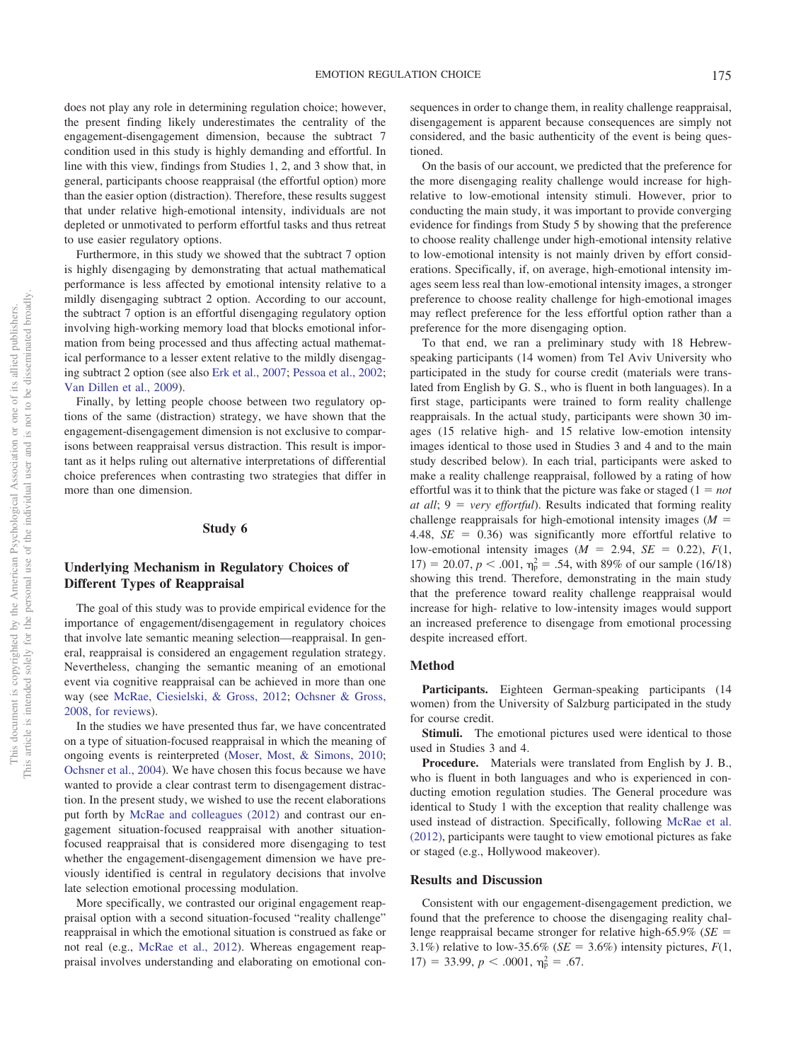does not play any role in determining regulation choice; however, the present finding likely underestimates the centrality of the engagement-disengagement dimension, because the subtract 7 condition used in this study is highly demanding and effortful. In line with this view, findings from Studies 1, 2, and 3 show that, in general, participants choose reappraisal (the effortful option) more than the easier option (distraction). Therefore, these results suggest that under relative high-emotional intensity, individuals are not depleted or unmotivated to perform effortful tasks and thus retreat to use easier regulatory options.

Furthermore, in this study we showed that the subtract 7 option is highly disengaging by demonstrating that actual mathematical performance is less affected by emotional intensity relative to a mildly disengaging subtract 2 option. According to our account, the subtract 7 option is an effortful disengaging regulatory option involving high-working memory load that blocks emotional information from being processed and thus affecting actual mathematical performance to a lesser extent relative to the mildly disengaging subtract 2 option (see also Erk et al., 2007; Pessoa et al., 2002; Van Dillen et al., 2009).

Finally, by letting people choose between two regulatory options of the same (distraction) strategy, we have shown that the engagement-disengagement dimension is not exclusive to comparisons between reappraisal versus distraction. This result is important as it helps ruling out alternative interpretations of differential choice preferences when contrasting two strategies that differ in more than one dimension.

## Study 6

### Underlying Mechanism in Regulatory Choices of Different Types of Reappraisal

The goal of this study was to provide empirical evidence for the importance of engagement/disengagement in regulatory choices that involve late semantic meaning selection—reappraisal. In general, reappraisal is considered an engagement regulation strategy. Nevertheless, changing the semantic meaning of an emotional event via cognitive reappraisal can be achieved in more than one way (see McRae, Ciesielski, & Gross, 2012; Ochsner & Gross, 2008, for reviews).

In the studies we have presented thus far, we have concentrated on a type of situation-focused reappraisal in which the meaning of ongoing events is reinterpreted (Moser, Most, & Simons, 2010; Ochsner et al., 2004). We have chosen this focus because we have wanted to provide a clear contrast term to disengagement distraction. In the present study, we wished to use the recent elaborations put forth by McRae and colleagues (2012) and contrast our engagement situation-focused reappraisal with another situation-focused reappraisal that is considered more disengaging to test whether the engagement-disengagement dimension we have previously identified is central in regulatory decisions that involve late selection emotional processing modulation.

More specifically, we contrasted our original engagement reappraisal option with a second situation-focused "reality challenge" reappraisal in which the emotional situation is construed as fake or not real (e.g., McRae et al., 2012). Whereas engagement reappraisal involves understanding and elaborating on emotional consequences in order to change them, in reality challenge reappraisal, disengagement is apparent because consequences are simply not considered, and the basic authenticity of the event is being questioned.

On the basis of our account, we predicted that the preference for the more disengaging reality challenge would increase for high- relative to low-emotional intensity stimuli. However, prior to conducting the main study, it was important to provide converging evidence for findings from Study 5 by showing that the preference to choose reality challenge under high-emotional intensity relative to low-emotional intensity is not mainly driven by effort considerations. Specifically, if, on average, high-emotional intensity images seem less real than low-emotional intensity images, a stronger preference to choose reality challenge for high-emotional images may reflect preference for the less effortful option rather than a preference for the more disengaging option.

To that end, we ran a preliminary study with 18 Hebrew-speaking participants (14 women) from Tel Aviv University who participated in the study for course credit (materials were translated from English by G. S., who is fluent in both languages). In a first stage, participants were trained to form reality challenge reappraisals. In the actual study, participants were shown 30 images (15 relative high- and 15 relative low-emotion intensity images identical to those used in Studies 3 and 4 and to the main study described below). In each trial, participants were asked to make a reality challenge reappraisal, followed by a rating of how effortful was it to think that the picture was fake or staged (1 = *not at all*; 9 = *very effortful*). Results indicated that forming reality challenge reappraisals for high-emotional intensity images ($M$ = 4.48, $SE$ = 0.36) was significantly more effortful relative to low-emotional intensity images ($M$ = 2.94, $SE$ = 0.22), $F(1, 17) = 20.07$, $p < .001$, $\eta_p^2 = .54$, with 89% of our sample (16/18) showing this trend. Therefore, demonstrating in the main study that the preference toward reality challenge reappraisal would increase for high- relative to low-intensity images would support an increased preference to disengage from emotional processing despite increased effort.

### Method

**Participants.** Eighteen German-speaking participants (14 women) from the University of Salzburg participated in the study for course credit.

**Stimuli.** The emotional pictures used were identical to those used in Studies 3 and 4.

**Procedure.** Materials were translated from English by J. B., who is fluent in both languages and who is experienced in conducting emotion regulation studies. The General procedure was identical to Study 1 with the exception that reality challenge was used instead of distraction. Specifically, following McRae et al. (2012), participants were taught to view emotional pictures as fake or staged (e.g., Hollywood makeover).

### Results and Discussion

Consistent with our engagement-disengagement prediction, we found that the preference to choose the disengaging reality challenge reappraisal became stronger for relative high-65.9% ($SE$ = 3.1%) relative to low-35.6% ($SE$ = 3.6%) intensity pictures, $F(1, 17) = 33.99$, $p < .0001$, $\eta_p^2 = .67$.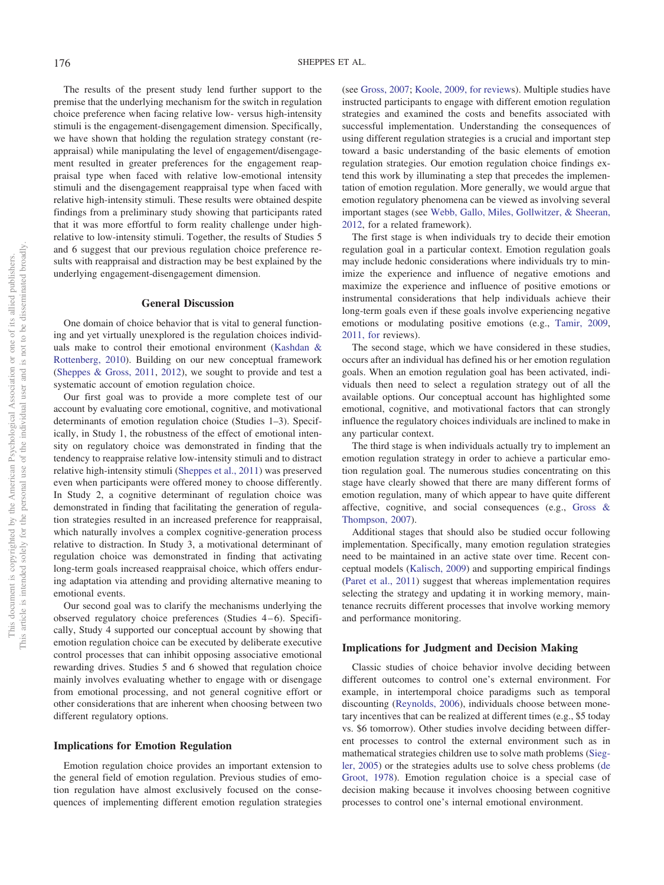The results of the present study lend further support to the premise that the underlying mechanism for the switch in regulation choice preference when facing relative low- versus high-intensity stimuli is the engagement-disengagement dimension. Specifically, we have shown that holding the regulation strategy constant (reappraisal) while manipulating the level of engagement/disengagement resulted in greater preferences for the engagement reappraisal type when faced with relative low-emotional intensity stimuli and the disengagement reappraisal type when faced with relative high-intensity stimuli. These results were obtained despite findings from a preliminary study showing that participants rated that it was more effortful to form reality challenge under high-relative to low-intensity stimuli. Together, the results of Studies 5 and 6 suggest that our previous regulation choice preference results with reappraisal and distraction may be best explained by the underlying engagement-disengagement dimension.

## General Discussion

One domain of choice behavior that is vital to general functioning and yet virtually unexplored is the regulation choices individuals make to control their emotional environment (Kashdan & Rottenberg, 2010). Building on our new conceptual framework (Sheppes & Gross, 2011, 2012), we sought to provide and test a systematic account of emotion regulation choice.

Our first goal was to provide a more complete test of our account by evaluating core emotional, cognitive, and motivational determinants of emotion regulation choice (Studies 1–3). Specifically, in Study 1, the robustness of the effect of emotional intensity on regulatory choice was demonstrated in finding that the tendency to reappraise relative low-intensity stimuli and to distract relative high-intensity stimuli (Sheppes et al., 2011) was preserved even when participants were offered money to choose differently. In Study 2, a cognitive determinant of regulation choice was demonstrated in finding that facilitating the generation of regulation strategies resulted in an increased preference for reappraisal, which naturally involves a complex cognitive-generation process relative to distraction. In Study 3, a motivational determinant of regulation choice was demonstrated in finding that activating long-term goals increased reappraisal choice, which offers enduring adaptation via attending and providing alternative meaning to emotional events.

Our second goal was to clarify the mechanisms underlying the observed regulatory choice preferences (Studies 4–6). Specifically, Study 4 supported our conceptual account by showing that emotion regulation choice can be executed by deliberate executive control processes that can inhibit opposing associative emotional rewarding drives. Studies 5 and 6 showed that regulation choice mainly involves evaluating whether to engage with or disengage from emotional processing, and not general cognitive effort or other considerations that are inherent when choosing between two different regulatory options.

### Implications for Emotion Regulation

Emotion regulation choice provides an important extension to the general field of emotion regulation. Previous studies of emotion regulation have almost exclusively focused on the consequences of implementing different emotion regulation strategies (see Gross, 2007; Koole, 2009, for reviews). Multiple studies have instructed participants to engage with different emotion regulation strategies and examined the costs and benefits associated with successful implementation. Understanding the consequences of using different regulation strategies is a crucial and important step toward a basic understanding of the basic elements of emotion regulation strategies. Our emotion regulation choice findings extend this work by illuminating a step that precedes the implementation of emotion regulation. More generally, we would argue that emotion regulatory phenomena can be viewed as involving several important stages (see Webb, Gallo, Miles, Gollwitzer, & Sheeran, 2012, for a related framework).

The first stage is when individuals try to decide their emotion regulation goal in a particular context. Emotion regulation goals may include hedonic considerations where individuals try to minimize the experience and influence of negative emotions and maximize the experience and influence of positive emotions or instrumental considerations that help individuals achieve their long-term goals even if these goals involve experiencing negative emotions or modulating positive emotions (e.g., Tamir, 2009, 2011, for reviews).

The second stage, which we have considered in these studies, occurs after an individual has defined his or her emotion regulation goals. When an emotion regulation goal has been activated, individuals then need to select a regulation strategy out of all the available options. Our conceptual account has highlighted some emotional, cognitive, and motivational factors that can strongly influence the regulatory choices individuals are inclined to make in any particular context.

The third stage is when individuals actually try to implement an emotion regulation strategy in order to achieve a particular emotion regulation goal. The numerous studies concentrating on this stage have clearly showed that there are many different forms of emotion regulation, many of which appear to have quite different affective, cognitive, and social consequences (e.g., Gross & Thompson, 2007).

Additional stages that should also be studied occur following implementation. Specifically, many emotion regulation strategies need to be maintained in an active state over time. Recent conceptual models (Kalisch, 2009) and supporting empirical findings (Paret et al., 2011) suggest that whereas implementation requires selecting the strategy and updating it in working memory, maintenance recruits different processes that involve working memory and performance monitoring.

### Implications for Judgment and Decision Making

Classic studies of choice behavior involve deciding between different outcomes to control one's external environment. For example, in intertemporal choice paradigms such as temporal discounting (Reynolds, 2006), individuals choose between monetary incentives that can be realized at different times (e.g., $5 today vs. $6 tomorrow). Other studies involve deciding between different processes to control the external environment such as in mathematical strategies children use to solve math problems (Siegler, 2005) or the strategies adults use to solve chess problems (de Groot, 1978). Emotion regulation choice is a special case of decision making because it involves choosing between cognitive processes to control one's internal emotional environment.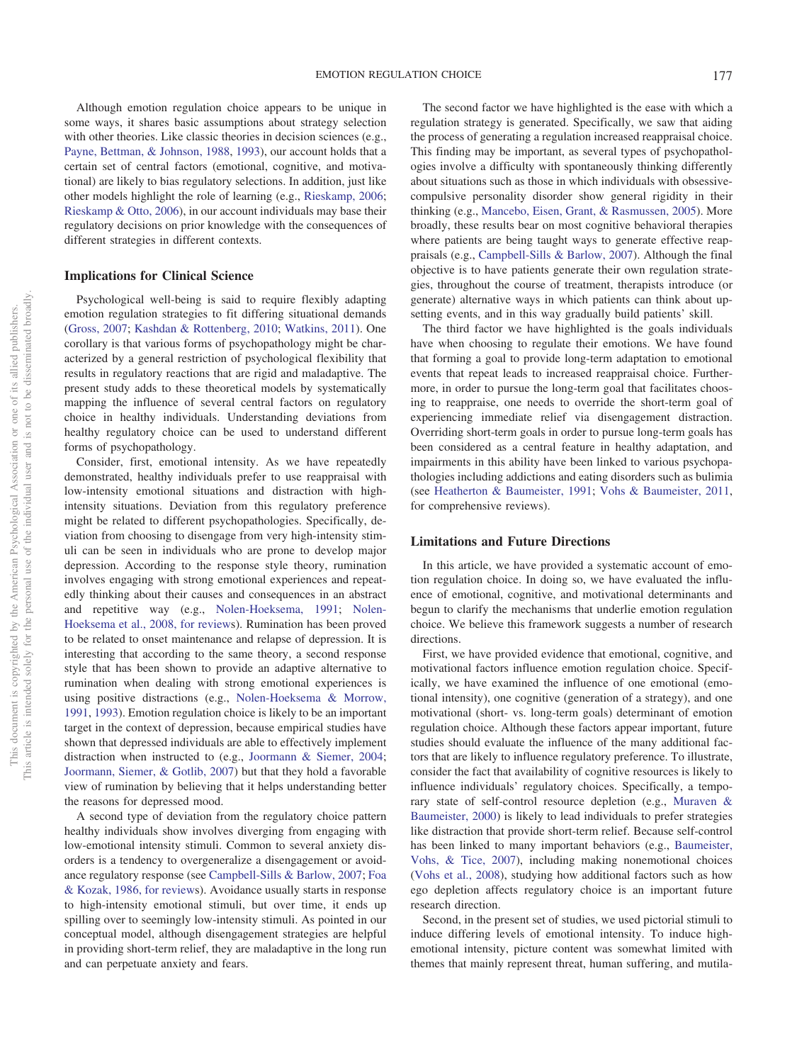Although emotion regulation choice appears to be unique in some ways, it shares basic assumptions about strategy selection with other theories. Like classic theories in decision sciences (e.g., Payne, Bettman, & Johnson, 1988, 1993), our account holds that a certain set of central factors (emotional, cognitive, and motivational) are likely to bias regulatory selections. In addition, just like other models highlight the role of learning (e.g., Rieskamp, 2006; Rieskamp & Otto, 2006), in our account individuals may base their regulatory decisions on prior knowledge with the consequences of different strategies in different contexts.

## Implications for Clinical Science

Psychological well-being is said to require flexibly adapting emotion regulation strategies to fit differing situational demands (Gross, 2007; Kashdan & Rottenberg, 2010; Watkins, 2011). One corollary is that various forms of psychopathology might be characterized by a general restriction of psychological flexibility that results in regulatory reactions that are rigid and maladaptive. The present study adds to these theoretical models by systematically mapping the influence of several central factors on regulatory choice in healthy individuals. Understanding deviations from healthy regulatory choice can be used to understand different forms of psychopathology.

Consider, first, emotional intensity. As we have repeatedly demonstrated, healthy individuals prefer to use reappraisal with low-intensity emotional situations and distraction with high-intensity situations. Deviation from this regulatory preference might be related to different psychopathologies. Specifically, deviation from choosing to disengage from very high-intensity stimuli can be seen in individuals who are prone to develop major depression. According to the response style theory, rumination involves engaging with strong emotional experiences and repeatedly thinking about their causes and consequences in an abstract and repetitive way (e.g., Nolen-Hoeksema, 1991; Nolen-Hoeksema et al., 2008, for reviews). Rumination has been proved to be related to onset maintenance and relapse of depression. It is interesting that according to the same theory, a second response style that has been shown to provide an adaptive alternative to rumination when dealing with strong emotional experiences is using positive distractions (e.g., Nolen-Hoeksema & Morrow, 1991, 1993). Emotion regulation choice is likely to be an important target in the context of depression, because empirical studies have shown that depressed individuals are able to effectively implement distraction when instructed to (e.g., Joormann & Siemer, 2004; Joormann, Siemer, & Gotlib, 2007) but that they hold a favorable view of rumination by believing that it helps understanding better the reasons for depressed mood.

A second type of deviation from the regulatory choice pattern healthy individuals show involves diverging from engaging with low-emotional intensity stimuli. Common to several anxiety disorders is a tendency to overgeneralize a disengagement or avoidance regulatory response (see Campbell-Sills & Barlow, 2007; Foa & Kozak, 1986, for reviews). Avoidance usually starts in response to high-intensity emotional stimuli, but over time, it ends up spilling over to seemingly low-intensity stimuli. As pointed in our conceptual model, although disengagement strategies are helpful in providing short-term relief, they are maladaptive in the long run and can perpetuate anxiety and fears.

The second factor we have highlighted is the ease with which a regulation strategy is generated. Specifically, we saw that aiding the process of generating a regulation increased reappraisal choice. This finding may be important, as several types of psychopathologies involve a difficulty with spontaneously thinking differently about situations such as those in which individuals with obsessive-compulsive personality disorder show general rigidity in their thinking (e.g., Mancebo, Eisen, Grant, & Rasmussen, 2005). More broadly, these results bear on most cognitive behavioral therapies where patients are being taught ways to generate effective reappraisals (e.g., Campbell-Sills & Barlow, 2007). Although the final objective is to have patients generate their own regulation strategies, throughout the course of treatment, therapists introduce (or generate) alternative ways in which patients can think about upsetting events, and in this way gradually build patients' skill.

The third factor we have highlighted is the goals individuals have when choosing to regulate their emotions. We have found that forming a goal to provide long-term adaptation to emotional events that repeat leads to increased reappraisal choice. Furthermore, in order to pursue the long-term goal that facilitates choosing to reappraise, one needs to override the short-term goal of experiencing immediate relief via disengagement distraction. Overriding short-term goals in order to pursue long-term goals has been considered as a central feature in healthy adaptation, and impairments in this ability have been linked to various psychopathologies including addictions and eating disorders such as bulimia (see Heatherton & Baumeister, 1991; Vohs & Baumeister, 2011, for comprehensive reviews).

## Limitations and Future Directions

In this article, we have provided a systematic account of emotion regulation choice. In doing so, we have evaluated the influence of emotional, cognitive, and motivational determinants and begun to clarify the mechanisms that underlie emotion regulation choice. We believe this framework suggests a number of research directions.

First, we have provided evidence that emotional, cognitive, and motivational factors influence emotion regulation choice. Specifically, we have examined the influence of one emotional (emotional intensity), one cognitive (generation of a strategy), and one motivational (short- vs. long-term goals) determinant of emotion regulation choice. Although these factors appear important, future studies should evaluate the influence of the many additional factors that are likely to influence regulatory preference. To illustrate, consider the fact that availability of cognitive resources is likely to influence individuals' regulatory choices. Specifically, a temporary state of self-control resource depletion (e.g., Muraven & Baumeister, 2000) is likely to lead individuals to prefer strategies like distraction that provide short-term relief. Because self-control has been linked to many important behaviors (e.g., Baumeister, Vohs, & Tice, 2007), including making nonemotional choices (Vohs et al., 2008), studying how additional factors such as how ego depletion affects regulatory choice is an important future research direction.

Second, in the present set of studies, we used pictorial stimuli to induce differing levels of emotional intensity. To induce high-emotional intensity, picture content was somewhat limited with themes that mainly represent threat, human suffering, and mutila-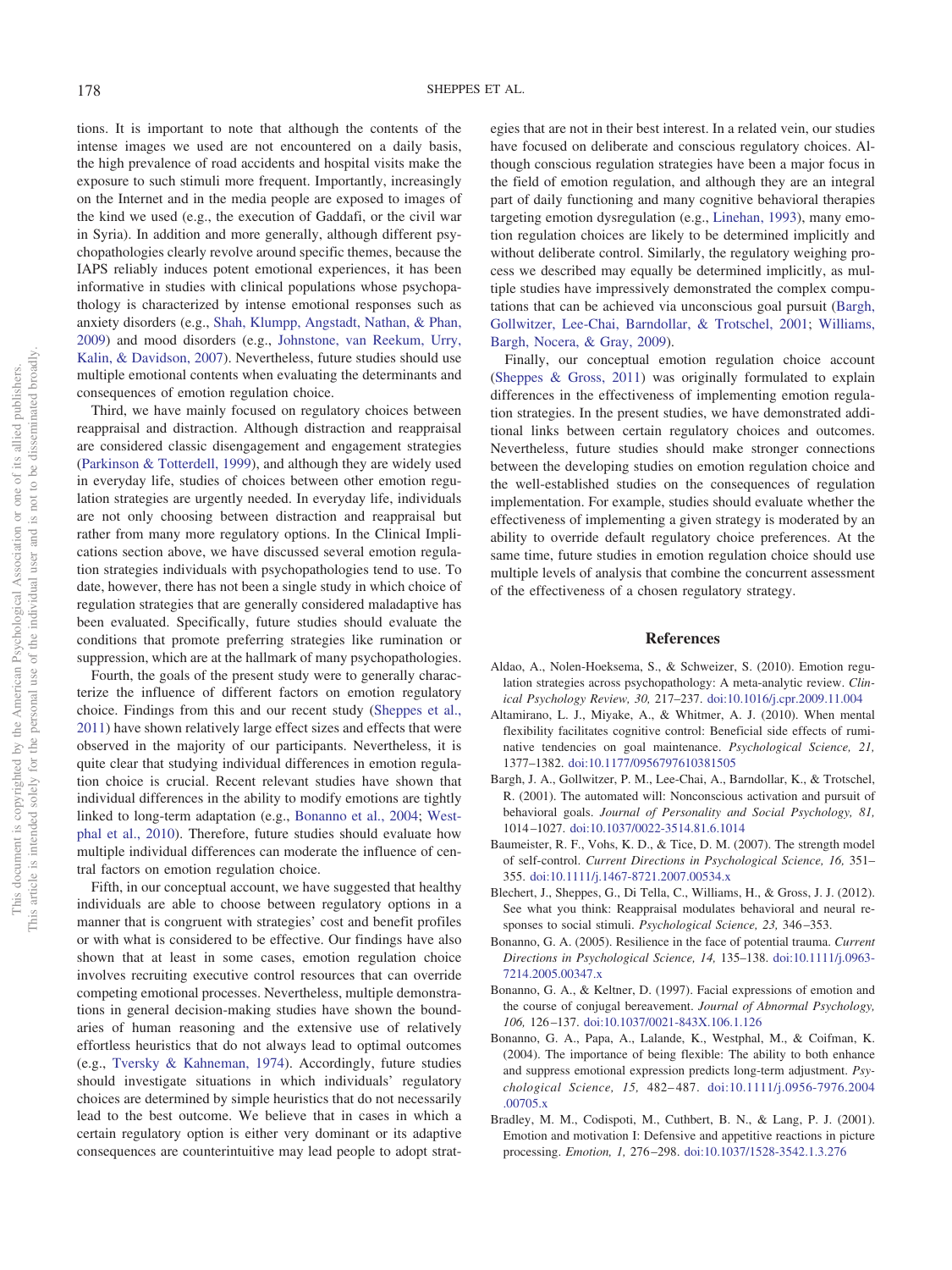tions. It is important to note that although the contents of the intense images we used are not encountered on a daily basis, the high prevalence of road accidents and hospital visits make the exposure to such stimuli more frequent. Importantly, increasingly on the Internet and in the media people are exposed to images of the kind we used (e.g., the execution of Gaddafi, or the civil war in Syria). In addition and more generally, although different psychopathologies clearly revolve around specific themes, because the IAPS reliably induces potent emotional experiences, it has been informative in studies with clinical populations whose psychopathology is characterized by intense emotional responses such as anxiety disorders (e.g., Shah, Klumpp, Angstadt, Nathan, & Phan, 2009) and mood disorders (e.g., Johnstone, van Reekum, Urry, Kalin, & Davidson, 2007). Nevertheless, future studies should use multiple emotional contents when evaluating the determinants and consequences of emotion regulation choice.

Third, we have mainly focused on regulatory choices between reappraisal and distraction. Although distraction and reappraisal are considered classic disengagement and engagement strategies (Parkinson & Totterdell, 1999), and although they are widely used in everyday life, studies of choices between other emotion regulation strategies are urgently needed. In everyday life, individuals are not only choosing between distraction and reappraisal but rather from many more regulatory options. In the Clinical Implications section above, we have discussed several emotion regulation strategies individuals with psychopathologies tend to use. To date, however, there has not been a single study in which choice of regulation strategies that are generally considered maladaptive has been evaluated. Specifically, future studies should evaluate the conditions that promote preferring strategies like rumination or suppression, which are at the hallmark of many psychopathologies.

Fourth, the goals of the present study were to generally characterize the influence of different factors on emotion regulatory choice. Findings from this and our recent study (Sheppes et al., 2011) have shown relatively large effect sizes and effects that were observed in the majority of our participants. Nevertheless, it is quite clear that studying individual differences in emotion regulation choice is crucial. Recent relevant studies have shown that individual differences in the ability to modify emotions are tightly linked to long-term adaptation (e.g., Bonanno et al., 2004; Westphal et al., 2010). Therefore, future studies should evaluate how multiple individual differences can moderate the influence of central factors on emotion regulation choice.

Fifth, in our conceptual account, we have suggested that healthy individuals are able to choose between regulatory options in a manner that is congruent with strategies' cost and benefit profiles or with what is considered to be effective. Our findings have also shown that at least in some cases, emotion regulation choice involves recruiting executive control resources that can override competing emotional processes. Nevertheless, multiple demonstrations in general decision-making studies have shown the boundaries of human reasoning and the extensive use of relatively effortless heuristics that do not always lead to optimal outcomes (e.g., Tversky & Kahneman, 1974). Accordingly, future studies should investigate situations in which individuals' regulatory choices are determined by simple heuristics that do not necessarily lead to the best outcome. We believe that in cases in which a certain regulatory option is either very dominant or its adaptive consequences are counterintuitive may lead people to adopt strategies that are not in their best interest. In a related vein, our studies have focused on deliberate and conscious regulatory choices. Although conscious regulation strategies have been a major focus in the field of emotion regulation, and although they are an integral part of daily functioning and many cognitive behavioral therapies targeting emotion dysregulation (e.g., Linehan, 1993), many emotion regulation choices are likely to be determined implicitly and without deliberate control. Similarly, the regulatory weighing process we described may equally be determined implicitly, as multiple studies have impressively demonstrated the complex computations that can be achieved via unconscious goal pursuit (Bargh, Gollwitzer, Lee-Chai, Barndollar, & Trotschel, 2001; Williams, Bargh, Nocera, & Gray, 2009).

Finally, our conceptual emotion regulation choice account (Sheppes & Gross, 2011) was originally formulated to explain differences in the effectiveness of implementing emotion regulation strategies. In the present studies, we have demonstrated additional links between certain regulatory choices and outcomes. Nevertheless, future studies should make stronger connections between the developing studies on emotion regulation choice and the well-established studies on the consequences of regulation implementation. For example, studies should evaluate whether the effectiveness of implementing a given strategy is moderated by an ability to override default regulatory choice preferences. At the same time, future studies in emotion regulation choice should use multiple levels of analysis that combine the concurrent assessment of the effectiveness of a chosen regulatory strategy.

## References

Aldao, A., Nolen-Hoeksema, S., & Schweizer, S. (2010). Emotion regulation strategies across psychopathology: A meta-analytic review. *Clinical Psychology Review, 30,* 217–237. doi:10.1016/j.cpr.2009.11.004

Altamirano, L. J., Miyake, A., & Whitmer, A. J. (2010). When mental flexibility facilitates cognitive control: Beneficial side effects of ruminative tendencies on goal maintenance. *Psychological Science, 21,* 1377–1382. doi:10.1177/0956797610381505

Bargh, J. A., Gollwitzer, P. M., Lee-Chai, A., Barndollar, K., & Trotschel, R. (2001). The automated will: Nonconscious activation and pursuit of behavioral goals. *Journal of Personality and Social Psychology, 81,* 1014–1027. doi:10.1037/0022-3514.81.6.1014

Baumeister, R. F., Vohs, K. D., & Tice, D. M. (2007). The strength model of self-control. *Current Directions in Psychological Science, 16,* 351–355. doi:10.1111/j.1467-8721.2007.00534.x

Blechert, J., Sheppes, G., Di Tella, C., Williams, H., & Gross, J. J. (2012). See what you think: Reappraisal modulates behavioral and neural responses to social stimuli. *Psychological Science, 23,* 346–353.

Bonanno, G. A. (2005). Resilience in the face of potential trauma. *Current Directions in Psychological Science, 14,* 135–138. doi:10.1111/j.0963-7214.2005.00347.x

Bonanno, G. A., & Keltner, D. (1997). Facial expressions of emotion and the course of conjugal bereavement. *Journal of Abnormal Psychology, 106,* 126–137. doi:10.1037/0021-843X.106.1.126

Bonanno, G. A., Papa, A., Lalande, K., Westphal, M., & Coifman, K. (2004). The importance of being flexible: The ability to both enhance and suppress emotional expression predicts long-term adjustment. *Psychological Science, 15,* 482–487. doi:10.1111/j.0956-7976.2004.00705.x

Bradley, M. M., Codispoti, M., Cuthbert, B. N., & Lang, P. J. (2001). Emotion and motivation I: Defensive and appetitive reactions in picture processing. *Emotion, 1,* 276–298. doi:10.1037/1528-3542.1.3.276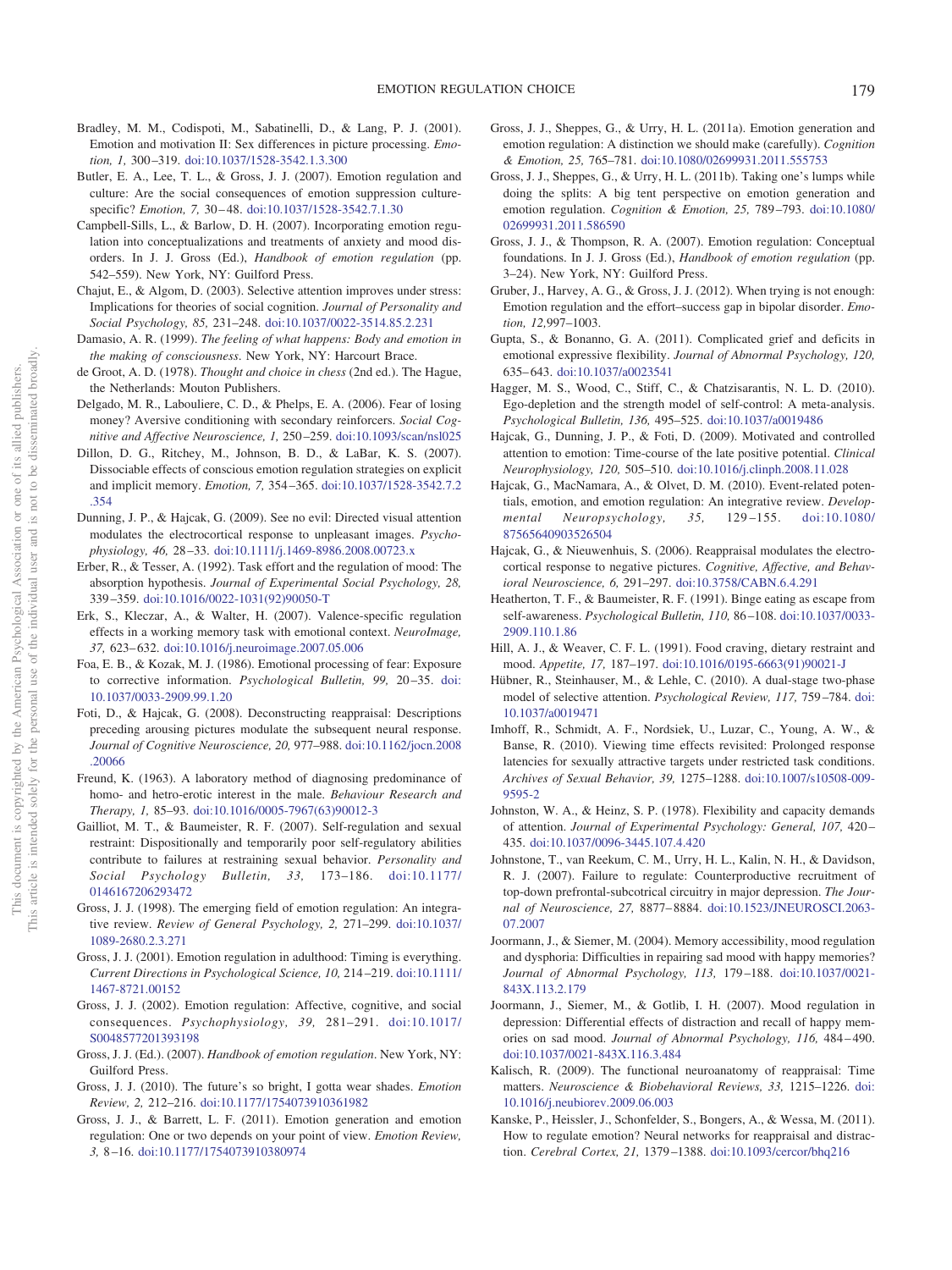Bradley, M. M., Codispoti, M., Sabatinelli, D., & Lang, P. J. (2001). Emotion and motivation II: Sex differences in picture processing. *Emotion, 1,* 300–319. doi:10.1037/1528-3542.1.3.300

Butler, E. A., Lee, T. L., & Gross, J. J. (2007). Emotion regulation and culture: Are the social consequences of emotion suppression culture-specific? *Emotion, 7,* 30–48. doi:10.1037/1528-3542.7.1.30

Campbell-Sills, L., & Barlow, D. H. (2007). Incorporating emotion regulation into conceptualizations and treatments of anxiety and mood disorders. In J. J. Gross (Ed.), *Handbook of emotion regulation* (pp. 542–559). New York, NY: Guilford Press.

Chajut, E., & Algom, D. (2003). Selective attention improves under stress: Implications for theories of social cognition. *Journal of Personality and Social Psychology, 85,* 231–248. doi:10.1037/0022-3514.85.2.231

Damasio, A. R. (1999). *The feeling of what happens: Body and emotion in the making of consciousness*. New York, NY: Harcourt Brace.

de Groot, A. D. (1978). *Thought and choice in chess* (2nd ed.). The Hague, the Netherlands: Mouton Publishers.

Delgado, M. R., Labouliere, C. D., & Phelps, E. A. (2006). Fear of losing money? Aversive conditioning with secondary reinforcers. *Social Cognitive and Affective Neuroscience, 1,* 250–259. doi:10.1093/scan/nsl025

Dillon, D. G., Ritchey, M., Johnson, B. D., & LaBar, K. S. (2007). Dissociable effects of conscious emotion regulation strategies on explicit and implicit memory. *Emotion, 7,* 354–365. doi:10.1037/1528-3542.7.2.354

Dunning, J. P., & Hajcak, G. (2009). See no evil: Directed visual attention modulates the electrocortical response to unpleasant images. *Psychophysiology, 46,* 28–33. doi:10.1111/j.1469-8986.2008.00723.x

Erber, R., & Tesser, A. (1992). Task effort and the regulation of mood: The absorption hypothesis. *Journal of Experimental Social Psychology, 28,* 339–359. doi:10.1016/0022-1031(92)90050-T

Erk, S., Kleczar, A., & Walter, H. (2007). Valence-specific regulation effects in a working memory task with emotional context. *NeuroImage, 37,* 623–632. doi:10.1016/j.neuroimage.2007.05.006

Foa, E. B., & Kozak, M. J. (1986). Emotional processing of fear: Exposure to corrective information. *Psychological Bulletin, 99,* 20–35. doi:10.1037/0033-2909.99.1.20

Foti, D., & Hajcak, G. (2008). Deconstructing reappraisal: Descriptions preceding arousing pictures modulate the subsequent neural response. *Journal of Cognitive Neuroscience, 20,* 977–988. doi:10.1162/jocn.2008.20066

Freund, K. (1963). A laboratory method of diagnosing predominance of homo- and hetro-erotic interest in the male. *Behaviour Research and Therapy, 1,* 85–93. doi:10.1016/0005-7967(63)90012-3

Gailliot, M. T., & Baumeister, R. F. (2007). Self-regulation and sexual restraint: Dispositionally and temporarily poor self-regulatory abilities contribute to failures at restraining sexual behavior. *Personality and Social Psychology Bulletin, 33,* 173–186. doi:10.1177/0146167206293472

Gross, J. J. (1998). The emerging field of emotion regulation: An integrative review. *Review of General Psychology, 2,* 271–299. doi:10.1037/1089-2680.2.3.271

Gross, J. J. (2001). Emotion regulation in adulthood: Timing is everything. *Current Directions in Psychological Science, 10,* 214–219. doi:10.1111/1467-8721.00152

Gross, J. J. (2002). Emotion regulation: Affective, cognitive, and social consequences. *Psychophysiology, 39,* 281–291. doi:10.1017/S0048577201393198

Gross, J. J. (Ed.). (2007). *Handbook of emotion regulation*. New York, NY: Guilford Press.

Gross, J. J. (2010). The future's so bright, I gotta wear shades. *Emotion Review, 2,* 212–216. doi:10.1177/1754073910361982

Gross, J. J., & Barrett, L. F. (2011). Emotion generation and emotion regulation: One or two depends on your point of view. *Emotion Review, 3,* 8–16. doi:10.1177/1754073910380974

Gross, J. J., Sheppes, G., & Urry, H. L. (2011a). Emotion generation and emotion regulation: A distinction we should make (carefully). *Cognition & Emotion, 25,* 765–781. doi:10.1080/02699931.2011.555753

Gross, J. J., Sheppes, G., & Urry, H. L. (2011b). Taking one's lumps while doing the splits: A big tent perspective on emotion generation and emotion regulation. *Cognition & Emotion, 25,* 789–793. doi:10.1080/02699931.2011.586590

Gross, J. J., & Thompson, R. A. (2007). Emotion regulation: Conceptual foundations. In J. J. Gross (Ed.), *Handbook of emotion regulation* (pp. 3–24). New York, NY: Guilford Press.

Gruber, J., Harvey, A. G., & Gross, J. J. (2012). When trying is not enough: Emotion regulation and the effort–success gap in bipolar disorder. *Emotion, 12,*997–1003.

Gupta, S., & Bonanno, G. A. (2011). Complicated grief and deficits in emotional expressive flexibility. *Journal of Abnormal Psychology, 120,* 635–643. doi:10.1037/a0023541

Hagger, M. S., Wood, C., Stiff, C., & Chatzisarantis, N. L. D. (2010). Ego-depletion and the strength model of self-control: A meta-analysis. *Psychological Bulletin, 136,* 495–525. doi:10.1037/a0019486

Hajcak, G., Dunning, J. P., & Foti, D. (2009). Motivated and controlled attention to emotion: Time-course of the late positive potential. *Clinical Neurophysiology, 120,* 505–510. doi:10.1016/j.clinph.2008.11.028

Hajcak, G., MacNamara, A., & Olvet, D. M. (2010). Event-related potentials, emotion, and emotion regulation: An integrative review. *Developmental Neuropsychology, 35,* 129–155. doi:10.1080/87565640903526504

Hajcak, G., & Nieuwenhuis, S. (2006). Reappraisal modulates the electrocortical response to negative pictures. *Cognitive, Affective, and Behavioral Neuroscience, 6,* 291–297. doi:10.3758/CABN.6.4.291

Heatherton, T. F., & Baumeister, R. F. (1991). Binge eating as escape from self-awareness. *Psychological Bulletin, 110,* 86–108. doi:10.1037/0033-2909.110.1.86

Hill, A. J., & Weaver, C. F. L. (1991). Food craving, dietary restraint and mood. *Appetite, 17,* 187–197. doi:10.1016/0195-6663(91)90021-J

Hübner, R., Steinhauser, M., & Lehle, C. (2010). A dual-stage two-phase model of selective attention. *Psychological Review, 117,* 759–784. doi:10.1037/a0019471

Imhoff, R., Schmidt, A. F., Nordsiek, U., Luzar, C., Young, A. W., & Banse, R. (2010). Viewing time effects revisited: Prolonged response latencies for sexually attractive targets under restricted task conditions. *Archives of Sexual Behavior, 39,* 1275–1288. doi:10.1007/s10508-009-9595-2

Johnston, W. A., & Heinz, S. P. (1978). Flexibility and capacity demands of attention. *Journal of Experimental Psychology: General, 107,* 420–435. doi:10.1037/0096-3445.107.4.420

Johnstone, T., van Reekum, C. M., Urry, H. L., Kalin, N. H., & Davidson, R. J. (2007). Failure to regulate: Counterproductive recruitment of top-down prefrontal-subcortical circuitry in major depression. *The Journal of Neuroscience, 27,* 8877–8884. doi:10.1523/JNEUROSCI.2063-07.2007

Joormann, J., & Siemer, M. (2004). Memory accessibility, mood regulation and dysphoria: Difficulties in repairing sad mood with happy memories? *Journal of Abnormal Psychology, 113,* 179–188. doi:10.1037/0021-843X.113.2.179

Joormann, J., Siemer, M., & Gotlib, I. H. (2007). Mood regulation in depression: Differential effects of distraction and recall of happy memories on sad mood. *Journal of Abnormal Psychology, 116,* 484–490. doi:10.1037/0021-843X.116.3.484

Kalisch, R. (2009). The functional neuroanatomy of reappraisal: Time matters. *Neuroscience & Biobehavioral Reviews, 33,* 1215–1226. doi:10.1016/j.neubiorev.2009.06.003

Kanske, P., Heissler, J., Schonfelder, S., Bongers, A., & Wessa, M. (2011). How to regulate emotion? Neural networks for reappraisal and distraction. *Cerebral Cortex, 21,* 1379–1388. doi:10.1093/cercor/bhq216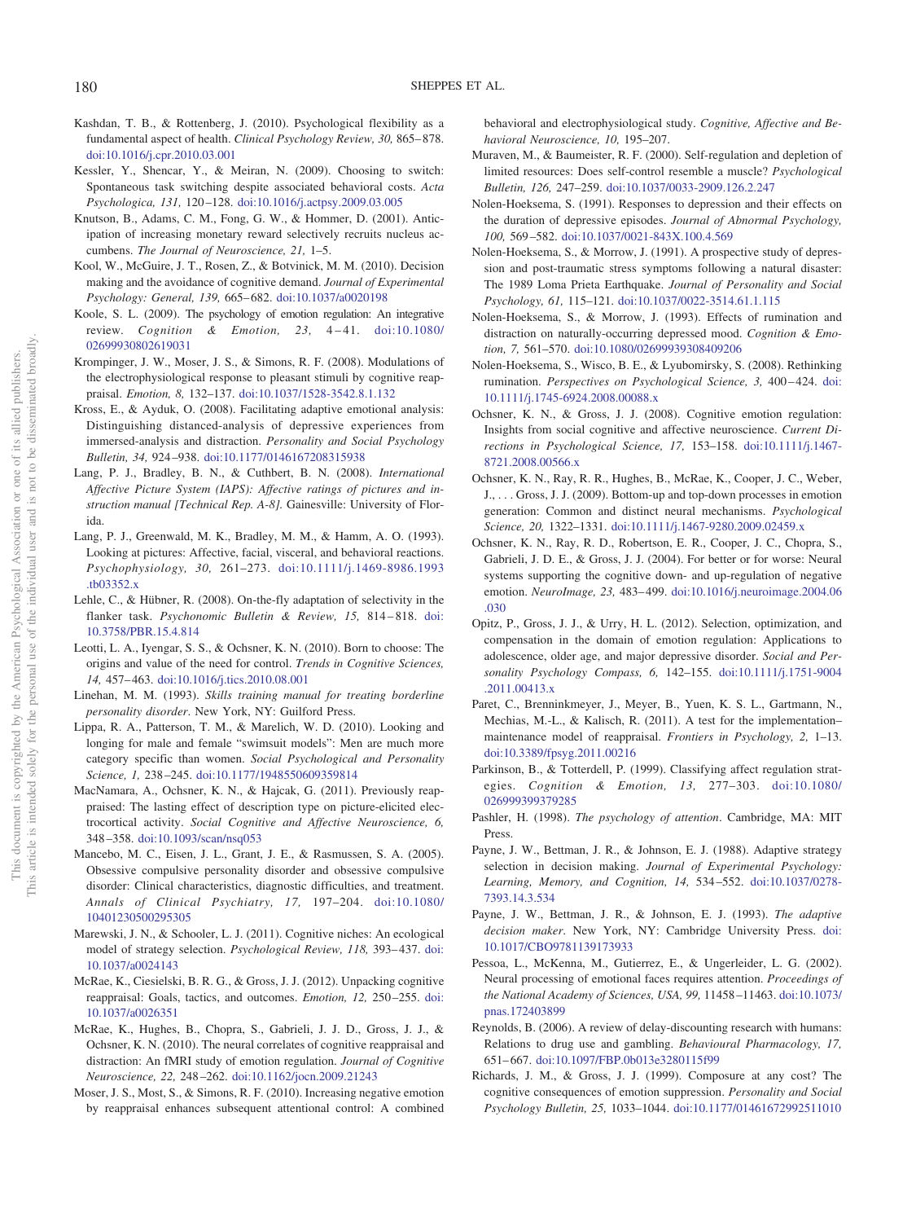Kashdan, T. B., & Rottenberg, J. (2010). Psychological flexibility as a fundamental aspect of health. *Clinical Psychology Review, 30,* 865–878. doi:10.1016/j.cpr.2010.03.001

Kessler, Y., Shencar, Y., & Meiran, N. (2009). Choosing to switch: Spontaneous task switching despite associated behavioral costs. *Acta Psychologica, 131,* 120–128. doi:10.1016/j.actpsy.2009.03.005

Knutson, B., Adams, C. M., Fong, G. W., & Hommer, D. (2001). Anticipation of increasing monetary reward selectively recruits nucleus accumbens. *The Journal of Neuroscience, 21,* 1–5.

Kool, W., McGuire, J. T., Rosen, Z., & Botvinick, M. M. (2010). Decision making and the avoidance of cognitive demand. *Journal of Experimental Psychology: General, 139,* 665–682. doi:10.1037/a0020198

Koole, S. L. (2009). The psychology of emotion regulation: An integrative review. *Cognition & Emotion, 23,* 4–41. doi:10.1080/02699930802619031

Krompinger, J. W., Moser, J. S., & Simons, R. F. (2008). Modulations of the electrophysiological response to pleasant stimuli by cognitive reappraisal. *Emotion, 8,* 132–137. doi:10.1037/1528-3542.8.1.132

Kross, E., & Ayduk, O. (2008). Facilitating adaptive emotional analysis: Distinguishing distanced-analysis of depressive experiences from immersed-analysis and distraction. *Personality and Social Psychology Bulletin, 34,* 924–938. doi:10.1177/0146167208315938

Lang, P. J., Bradley, B. N., & Cuthbert, B. N. (2008). *International Affective Picture System (IAPS): Affective ratings of pictures and instruction manual [Technical Rep. A-8].* Gainesville: University of Florida.

Lang, P. J., Greenwald, M. K., Bradley, M. M., & Hamm, A. O. (1993). Looking at pictures: Affective, facial, visceral, and behavioral reactions. *Psychophysiology, 30,* 261–273. doi:10.1111/j.1469-8986.1993.tb03352.x

Lehle, C., & Hübner, R. (2008). On-the-fly adaptation of selectivity in the flanker task. *Psychonomic Bulletin & Review, 15,* 814–818. doi:10.3758/PBR.15.4.814

Leotti, L. A., Iyengar, S. S., & Ochsner, K. N. (2010). Born to choose: The origins and value of the need for control. *Trends in Cognitive Sciences, 14,* 457–463. doi:10.1016/j.tics.2010.08.001

Linehan, M. M. (1993). *Skills training manual for treating borderline personality disorder*. New York, NY: Guilford Press.

Lippa, R. A., Patterson, T. M., & Marelich, W. D. (2010). Looking and longing for male and female "swimsuit models": Men are much more category specific than women. *Social Psychological and Personality Science, 1,* 238–245. doi:10.1177/1948550609359814

MacNamara, A., Ochsner, K. N., & Hajcak, G. (2011). Previously reappraised: The lasting effect of description type on picture-elicited electrocortical activity. *Social Cognitive and Affective Neuroscience, 6,* 348–358. doi:10.1093/scan/nsq053

Mancebo, M. C., Eisen, J. L., Grant, J. E., & Rasmussen, S. A. (2005). Obsessive compulsive personality disorder and obsessive compulsive disorder: Clinical characteristics, diagnostic difficulties, and treatment. *Annals of Clinical Psychiatry, 17,* 197–204. doi:10.1080/10401230500295305

Marewski, J. N., & Schooler, L. J. (2011). Cognitive niches: An ecological model of strategy selection. *Psychological Review, 118,* 393–437. doi:10.1037/a0024143

McRae, K., Ciesielski, B. R. G., & Gross, J. J. (2012). Unpacking cognitive reappraisal: Goals, tactics, and outcomes. *Emotion, 12,* 250–255. doi:10.1037/a0026351

McRae, K., Hughes, B., Chopra, S., Gabrieli, J. J. D., Gross, J. J., & Ochsner, K. N. (2010). The neural correlates of cognitive reappraisal and distraction: An fMRI study of emotion regulation. *Journal of Cognitive Neuroscience, 22,* 248–262. doi:10.1162/jocn.2009.21243

Moser, J. S., Most, S., & Simons, R. F. (2010). Increasing negative emotion by reappraisal enhances subsequent attentional control: A combined behavioral and electrophysiological study. *Cognitive, Affective and Behavioral Neuroscience, 10,* 195–207.

Muraven, M., & Baumeister, R. F. (2000). Self-regulation and depletion of limited resources: Does self-control resemble a muscle? *Psychological Bulletin, 126,* 247–259. doi:10.1037/0033-2909.126.2.247

Nolen-Hoeksema, S. (1991). Responses to depression and their effects on the duration of depressive episodes. *Journal of Abnormal Psychology, 100,* 569–582. doi:10.1037/0021-843X.100.4.569

Nolen-Hoeksema, S., & Morrow, J. (1991). A prospective study of depression and post-traumatic stress symptoms following a natural disaster: The 1989 Loma Prieta Earthquake. *Journal of Personality and Social Psychology, 61,* 115–121. doi:10.1037/0022-3514.61.1.115

Nolen-Hoeksema, S., & Morrow, J. (1993). Effects of rumination and distraction on naturally-occurring depressed mood. *Cognition & Emotion, 7,* 561–570. doi:10.1080/02699939308409206

Nolen-Hoeksema, S., Wisco, B. E., & Lyubomirsky, S. (2008). Rethinking rumination. *Perspectives on Psychological Science, 3,* 400–424. doi:10.1111/j.1745-6924.2008.00088.x

Ochsner, K. N., & Gross, J. J. (2008). Cognitive emotion regulation: Insights from social cognitive and affective neuroscience. *Current Directions in Psychological Science, 17,* 153–158. doi:10.1111/j.1467-8721.2008.00566.x

Ochsner, K. N., Ray, R. R., Hughes, B., McRae, K., Cooper, J. C., Weber, J., . . . Gross, J. J. (2009). Bottom-up and top-down processes in emotion generation: Common and distinct neural mechanisms. *Psychological Science, 20,* 1322–1331. doi:10.1111/j.1467-9280.2009.02459.x

Ochsner, K. N., Ray, R. D., Robertson, E. R., Cooper, J. C., Chopra, S., Gabrieli, J. D. E., & Gross, J. J. (2004). For better or for worse: Neural systems supporting the cognitive down- and up-regulation of negative emotion. *NeuroImage, 23,* 483–499. doi:10.1016/j.neuroimage.2004.06.030

Opitz, P., Gross, J. J., & Urry, H. L. (2012). Selection, optimization, and compensation in the domain of emotion regulation: Applications to adolescence, older age, and major depressive disorder. *Social and Personality Psychology Compass, 6,* 142–155. doi:10.1111/j.1751-9004.2011.00413.x

Paret, C., Brenninkmeyer, J., Meyer, B., Yuen, K. S. L., Gartmann, N., Mechias, M.-L., & Kalisch, R. (2011). A test for the implementation–maintenance model of reappraisal. *Frontiers in Psychology, 2,* 1–13. doi:10.3389/fpsyg.2011.00216

Parkinson, B., & Totterdell, P. (1999). Classifying affect regulation strategies. *Cognition & Emotion, 13,* 277–303. doi:10.1080/026999399379285

Pashler, H. (1998). *The psychology of attention*. Cambridge, MA: MIT Press.

Payne, J. W., Bettman, J. R., & Johnson, E. J. (1988). Adaptive strategy selection in decision making. *Journal of Experimental Psychology: Learning, Memory, and Cognition, 14,* 534–552. doi:10.1037/0278-7393.14.3.534

Payne, J. W., Bettman, J. R., & Johnson, E. J. (1993). *The adaptive decision maker*. New York, NY: Cambridge University Press. doi:10.1017/CBO9781139173933

Pessoa, L., McKenna, M., Gutierrez, E., & Ungerleider, L. G. (2002). Neural processing of emotional faces requires attention. *Proceedings of the National Academy of Sciences, USA, 99,* 11458–11463. doi:10.1073/pnas.172403899

Reynolds, B. (2006). A review of delay-discounting research with humans: Relations to drug use and gambling. *Behavioural Pharmacology, 17,* 651–667. doi:10.1097/FBP.0b013e3280115f99

Richards, J. M., & Gross, J. J. (1999). Composure at any cost? The cognitive consequences of emotion suppression. *Personality and Social Psychology Bulletin, 25,* 1033–1044. doi:10.1177/01461672992511010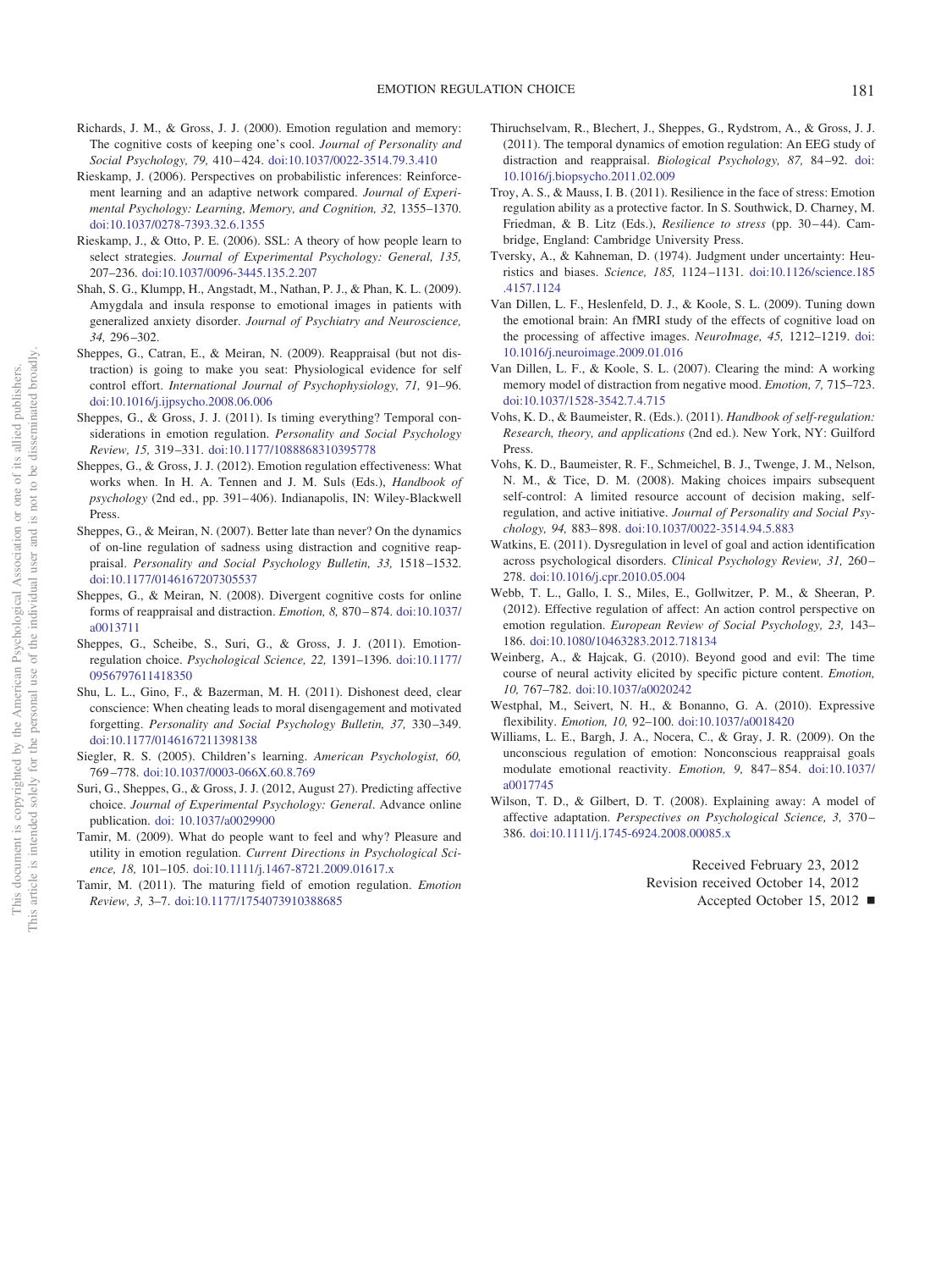Richards, J. M., & Gross, J. J. (2000). Emotion regulation and memory: The cognitive costs of keeping one's cool. *Journal of Personality and Social Psychology, 79,* 410–424. doi:10.1037/0022-3514.79.3.410

Rieskamp, J. (2006). Perspectives on probabilistic inferences: Reinforcement learning and an adaptive network compared. *Journal of Experimental Psychology: Learning, Memory, and Cognition, 32,* 1355–1370. doi:10.1037/0278-7393.32.6.1355

Rieskamp, J., & Otto, P. E. (2006). SSL: A theory of how people learn to select strategies. *Journal of Experimental Psychology: General, 135,* 207–236. doi:10.1037/0096-3445.135.2.207

Shah, S. G., Klumpp, H., Angstadt, M., Nathan, P. J., & Phan, K. L. (2009). Amygdala and insula response to emotional images in patients with generalized anxiety disorder. *Journal of Psychiatry and Neuroscience, 34,* 296–302.

Sheppes, G., Catran, E., & Meiran, N. (2009). Reappraisal (but not distraction) is going to make you seat: Physiological evidence for self control effort. *International Journal of Psychophysiology, 71,* 91–96. doi:10.1016/j.ijpsycho.2008.06.006

Sheppes, G., & Gross, J. J. (2011). Is timing everything? Temporal considerations in emotion regulation. *Personality and Social Psychology Review, 15,* 319–331. doi:10.1177/1088868310395778

Sheppes, G., & Gross, J. J. (2012). Emotion regulation effectiveness: What works when. In H. A. Tennen and J. M. Suls (Eds.), *Handbook of psychology* (2nd ed., pp. 391–406). Indianapolis, IN: Wiley-Blackwell Press.

Sheppes, G., & Meiran, N. (2007). Better late than never? On the dynamics of on-line regulation of sadness using distraction and cognitive reappraisal. *Personality and Social Psychology Bulletin, 33,* 1518–1532. doi:10.1177/0146167207305537

Sheppes, G., & Meiran, N. (2008). Divergent cognitive costs for online forms of reappraisal and distraction. *Emotion, 8,* 870–874. doi:10.1037/a0013711

Sheppes, G., Scheibe, S., Suri, G., & Gross, J. J. (2011). Emotion-regulation choice. *Psychological Science, 22,* 1391–1396. doi:10.1177/0956797611418350

Shu, L. L., Gino, F., & Bazerman, M. H. (2011). Dishonest deed, clear conscience: When cheating leads to moral disengagement and motivated forgetting. *Personality and Social Psychology Bulletin, 37,* 330–349. doi:10.1177/0146167211398138

Siegler, R. S. (2005). Children's learning. *American Psychologist, 60,* 769–778. doi:10.1037/0003-066X.60.8.769

Suri, G., Sheppes, G., & Gross, J. J. (2012, August 27). Predicting affective choice. *Journal of Experimental Psychology: General*. Advance online publication. doi: 10.1037/a0029900

Tamir, M. (2009). What do people want to feel and why? Pleasure and utility in emotion regulation. *Current Directions in Psychological Science, 18,* 101–105. doi:10.1111/j.1467-8721.2009.01617.x

Tamir, M. (2011). The maturing field of emotion regulation. *Emotion Review, 3,* 3–7. doi:10.1177/1754073910388685

Thiruchselvam, R., Blechert, J., Sheppes, G., Rydstrom, A., & Gross, J. J. (2011). The temporal dynamics of emotion regulation: An EEG study of distraction and reappraisal. *Biological Psychology, 87,* 84–92. doi:10.1016/j.biopsycho.2011.02.009

Troy, A. S., & Mauss, I. B. (2011). Resilience in the face of stress: Emotion regulation ability as a protective factor. In S. Southwick, D. Charney, M. Friedman, & B. Litz (Eds.), *Resilience to stress* (pp. 30–44). Cambridge, England: Cambridge University Press.

Tversky, A., & Kahneman, D. (1974). Judgment under uncertainty: Heuristics and biases. *Science, 185,* 1124–1131. doi:10.1126/science.185.4157.1124

Van Dillen, L. F., Heslenfeld, D. J., & Koole, S. L. (2009). Tuning down the emotional brain: An fMRI study of the effects of cognitive load on the processing of affective images. *NeuroImage, 45,* 1212–1219. doi:10.1016/j.neuroimage.2009.01.016

Van Dillen, L. F., & Koole, S. L. (2007). Clearing the mind: A working memory model of distraction from negative mood. *Emotion, 7,* 715–723. doi:10.1037/1528-3542.7.4.715

Vohs, K. D., & Baumeister, R. (Eds.). (2011). *Handbook of self-regulation: Research, theory, and applications* (2nd ed.). New York, NY: Guilford Press.

Vohs, K. D., Baumeister, R. F., Schmeichel, B. J., Twenge, J. M., Nelson, N. M., & Tice, D. M. (2008). Making choices impairs subsequent self-control: A limited resource account of decision making, self-regulation, and active initiative. *Journal of Personality and Social Psychology, 94,* 883–898. doi:10.1037/0022-3514.94.5.883

Watkins, E. (2011). Dysregulation in level of goal and action identification across psychological disorders. *Clinical Psychology Review, 31,* 260–278. doi:10.1016/j.cpr.2010.05.004

Webb, T. L., Gallo, I. S., Miles, E., Gollwitzer, P. M., & Sheeran, P. (2012). Effective regulation of affect: An action control perspective on emotion regulation. *European Review of Social Psychology, 23,* 143–186. doi:10.1080/10463283.2012.718134

Weinberg, A., & Hajcak, G. (2010). Beyond good and evil: The time course of neural activity elicited by specific picture content. *Emotion, 10,* 767–782. doi:10.1037/a0020242

Westphal, M., Seivert, N. H., & Bonanno, G. A. (2010). Expressive flexibility. *Emotion, 10,* 92–100. doi:10.1037/a0018420

Williams, L. E., Bargh, J. A., Nocera, C., & Gray, J. R. (2009). On the unconscious regulation of emotion: Nonconscious reappraisal goals modulate emotional reactivity. *Emotion, 9,* 847–854. doi:10.1037/a0017745

Wilson, T. D., & Gilbert, D. T. (2008). Explaining away: A model of affective adaptation. *Perspectives on Psychological Science, 3,* 370–386. doi:10.1111/j.1745-6924.2008.00085.x

Received February 23, 2012
Revision received October 14, 2012
Accepted October 15, 2012 ■